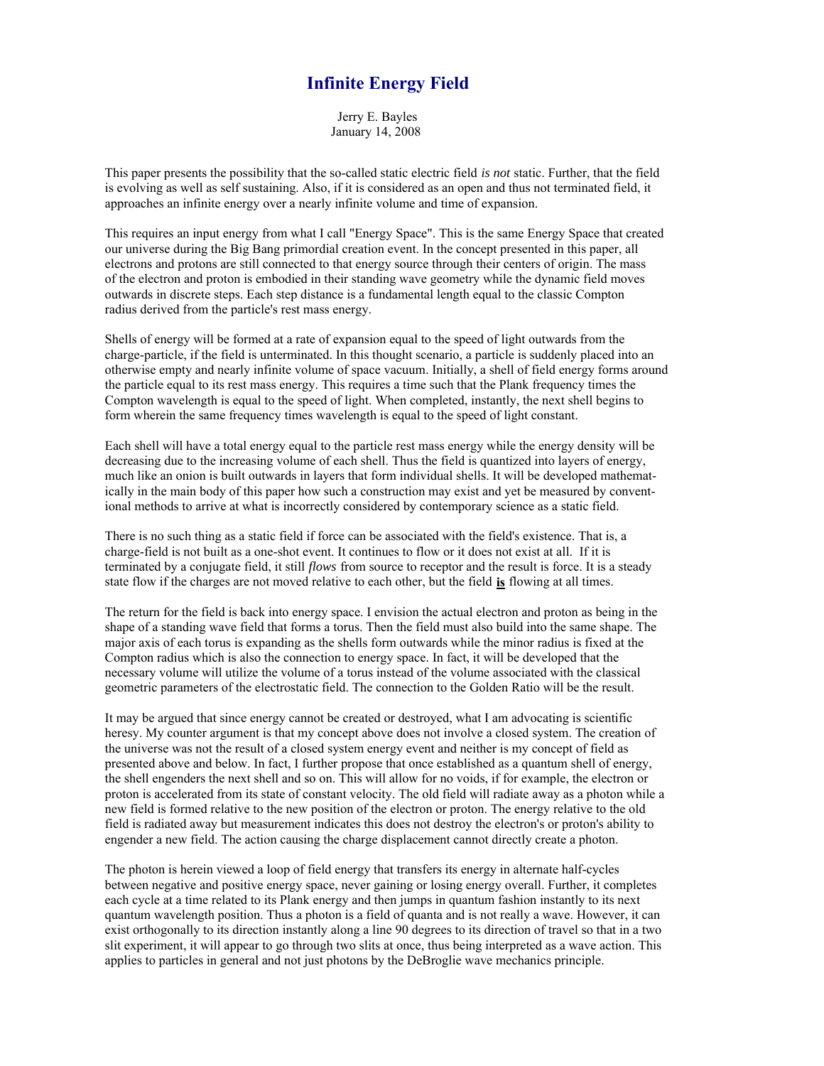# Infinite Energy Field

Jerry E. Bayles
January 14, 2008

This paper presents the possibility that the so-called static electric field *is not* static. Further, that the field is evolving as well as self sustaining. Also, if it is considered as an open and thus not terminated field, it approaches an infinite energy over a nearly infinite volume and time of expansion.

This requires an input energy from what I call "Energy Space". This is the same Energy Space that created our universe during the Big Bang primordial creation event. In the concept presented in this paper, all electrons and protons are still connected to that energy source through their centers of origin. The mass of the electron and proton is embodied in their standing wave geometry while the dynamic field moves outwards in discrete steps. Each step distance is a fundamental length equal to the classic Compton radius derived from the particle's rest mass energy.

Shells of energy will be formed at a rate of expansion equal to the speed of light outwards from the charge-particle, if the field is unterminated. In this thought scenario, a particle is suddenly placed into an otherwise empty and nearly infinite volume of space vacuum. Initially, a shell of field energy forms around the particle equal to its rest mass energy. This requires a time such that the Plank frequency times the Compton wavelength is equal to the speed of light. When completed, instantly, the next shell begins to form wherein the same frequency times wavelength is equal to the speed of light constant.

Each shell will have a total energy equal to the particle rest mass energy while the energy density will be decreasing due to the increasing volume of each shell. Thus the field is quantized into layers of energy, much like an onion is built outwards in layers that form individual shells. It will be developed mathematically in the main body of this paper how such a construction may exist and yet be measured by conventional methods to arrive at what is incorrectly considered by contemporary science as a static field.

There is no such thing as a static field if force can be associated with the field's existence. That is, a charge-field is not built as a one-shot event. It continues to flow or it does not exist at all. If it is terminated by a conjugate field, it still *flows* from source to receptor and the result is force. It is a steady state flow if the charges are not moved relative to each other, but the field **is** flowing at all times.

The return for the field is back into energy space. I envision the actual electron and proton as being in the shape of a standing wave field that forms a torus. Then the field must also build into the same shape. The major axis of each torus is expanding as the shells form outwards while the minor radius is fixed at the Compton radius which is also the connection to energy space. In fact, it will be developed that the necessary volume will utilize the volume of a torus instead of the volume associated with the classical geometric parameters of the electrostatic field. The connection to the Golden Ratio will be the result.

It may be argued that since energy cannot be created or destroyed, what I am advocating is scientific heresy. My counter argument is that my concept above does not involve a closed system. The creation of the universe was not the result of a closed system energy event and neither is my concept of field as presented above and below. In fact, I further propose that once established as a quantum shell of energy, the shell engenders the next shell and so on. This will allow for no voids, if for example, the electron or proton is accelerated from its state of constant velocity. The old field will radiate away as a photon while a new field is formed relative to the new position of the electron or proton. The energy relative to the old field is radiated away but measurement indicates this does not destroy the electron's or proton's ability to engender a new field. The action causing the charge displacement cannot directly create a photon.

The photon is herein viewed a loop of field energy that transfers its energy in alternate half-cycles between negative and positive energy space, never gaining or losing energy overall. Further, it completes each cycle at a time related to its Plank energy and then jumps in quantum fashion instantly to its next quantum wavelength position. Thus a photon is a field of quanta and is not really a wave. However, it can exist orthogonally to its direction instantly along a line 90 degrees to its direction of travel so that in a two slit experiment, it will appear to go through two slits at once, thus being interpreted as a wave action. This applies to particles in general and not just photons by the DeBroglie wave mechanics principle.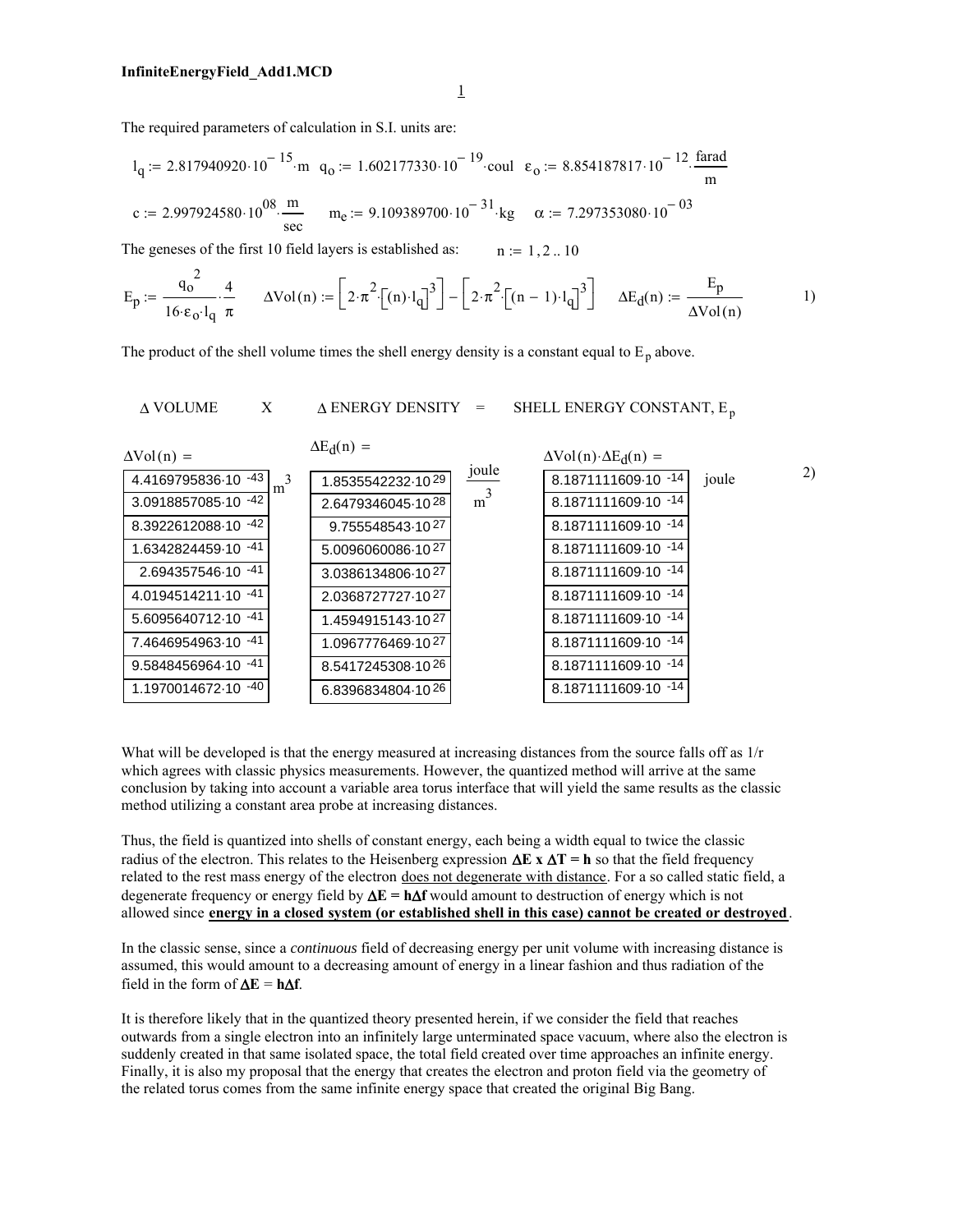**InfiniteEnergyField_Add1.MCD**

The required parameters of calculation in S.I. units are:

$$l_q := 2.817940920 \cdot 10^{-15} \cdot \text{m} \quad q_o := 1.602177330 \cdot 10^{-19} \cdot \text{coul} \quad \varepsilon_o := 8.854187817 \cdot 10^{-12} \cdot \frac{\text{farad}}{\text{m}}$$

$$c := 2.997924580 \cdot 10^{08} \cdot \frac{\text{m}}{\text{sec}} \qquad m_e := 9.109389700 \cdot 10^{-31} \cdot \text{kg} \qquad \alpha := 7.297353080 \cdot 10^{-03}$$

The geneses of the first 10 field layers is established as: $n := 1, 2 .. 10$

$$E_p := \frac{q_o^{\,2}}{16 \cdot \varepsilon_o \cdot l_q} \cdot \frac{4}{\pi} \qquad \Delta\text{Vol}(n) := \left[2 \cdot \pi^2 \cdot \left[(n) \cdot l_q\right]^3\right] - \left[2 \cdot \pi^2 \cdot \left[(n-1) \cdot l_q\right]^3\right] \qquad \Delta E_d(n) := \frac{E_p}{\Delta\text{Vol}(n)} \tag{1}$$

The product of the shell volume times the shell energy density is a constant equal to $E_p$ above.

Δ VOLUME X Δ ENERGY DENSITY = SHELL ENERGY CONSTANT, $E_p$

| $\Delta\text{Vol}(n)$ ($\text{m}^3$) | $\Delta E_d(n)$ ($\frac{\text{joule}}{\text{m}^3}$) | $\Delta\text{Vol}(n) \cdot \Delta E_d(n)$ (joule) |
|---|---|---|
| $4.4169795836 \cdot 10^{-43}$ | $1.8535542232 \cdot 10^{29}$ | $8.1871111609 \cdot 10^{-14}$ |
| $3.0918857085 \cdot 10^{-42}$ | $2.6479346045 \cdot 10^{28}$ | $8.1871111609 \cdot 10^{-14}$ |
| $8.3922612088 \cdot 10^{-42}$ | $9.755548543 \cdot 10^{27}$ | $8.1871111609 \cdot 10^{-14}$ |
| $1.6342824459 \cdot 10^{-41}$ | $5.0096060086 \cdot 10^{27}$ | $8.1871111609 \cdot 10^{-14}$ |
| $2.694357546 \cdot 10^{-41}$ | $3.0386134806 \cdot 10^{27}$ | $8.1871111609 \cdot 10^{-14}$ |
| $4.0194514211 \cdot 10^{-41}$ | $2.0368727727 \cdot 10^{27}$ | $8.1871111609 \cdot 10^{-14}$ |
| $5.6095640712 \cdot 10^{-41}$ | $1.4594915143 \cdot 10^{27}$ | $8.1871111609 \cdot 10^{-14}$ |
| $7.4646954963 \cdot 10^{-41}$ | $1.0967776469 \cdot 10^{27}$ | $8.1871111609 \cdot 10^{-14}$ |
| $9.5848456964 \cdot 10^{-41}$ | $8.5417245308 \cdot 10^{26}$ | $8.1871111609 \cdot 10^{-14}$ |
| $1.1970014672 \cdot 10^{-40}$ | $6.8396834804 \cdot 10^{26}$ | $8.1871111609 \cdot 10^{-14}$ |

(2)

What will be developed is that the energy measured at increasing distances from the source falls off as 1/r which agrees with classic physics measurements. However, the quantized method will arrive at the same conclusion by taking into account a variable area torus interface that will yield the same results as the classic method utilizing a constant area probe at increasing distances.

Thus, the field is quantized into shells of constant energy, each being a width equal to twice the classic radius of the electron. This relates to the Heisenberg expression **$\Delta E \times \Delta T = h$** so that the field frequency related to the rest mass energy of the electron does not degenerate with distance. For a so called static field, a degenerate frequency or energy field by **$\Delta E = h\Delta f$** would amount to destruction of energy which is not allowed since **energy in a closed system (or established shell in this case) cannot be created or destroyed**.

In the classic sense, since a *continuous* field of decreasing energy per unit volume with increasing distance is assumed, this would amount to a decreasing amount of energy in a linear fashion and thus radiation of the field in the form of **$\Delta E = h\Delta f$**.

It is therefore likely that in the quantized theory presented herein, if we consider the field that reaches outwards from a single electron into an infinitely large unterminated space vacuum, where also the electron is suddenly created in that same isolated space, the total field created over time approaches an infinite energy. Finally, it is also my proposal that the energy that creates the electron and proton field via the geometry of the related torus comes from the same infinite energy space that created the original Big Bang.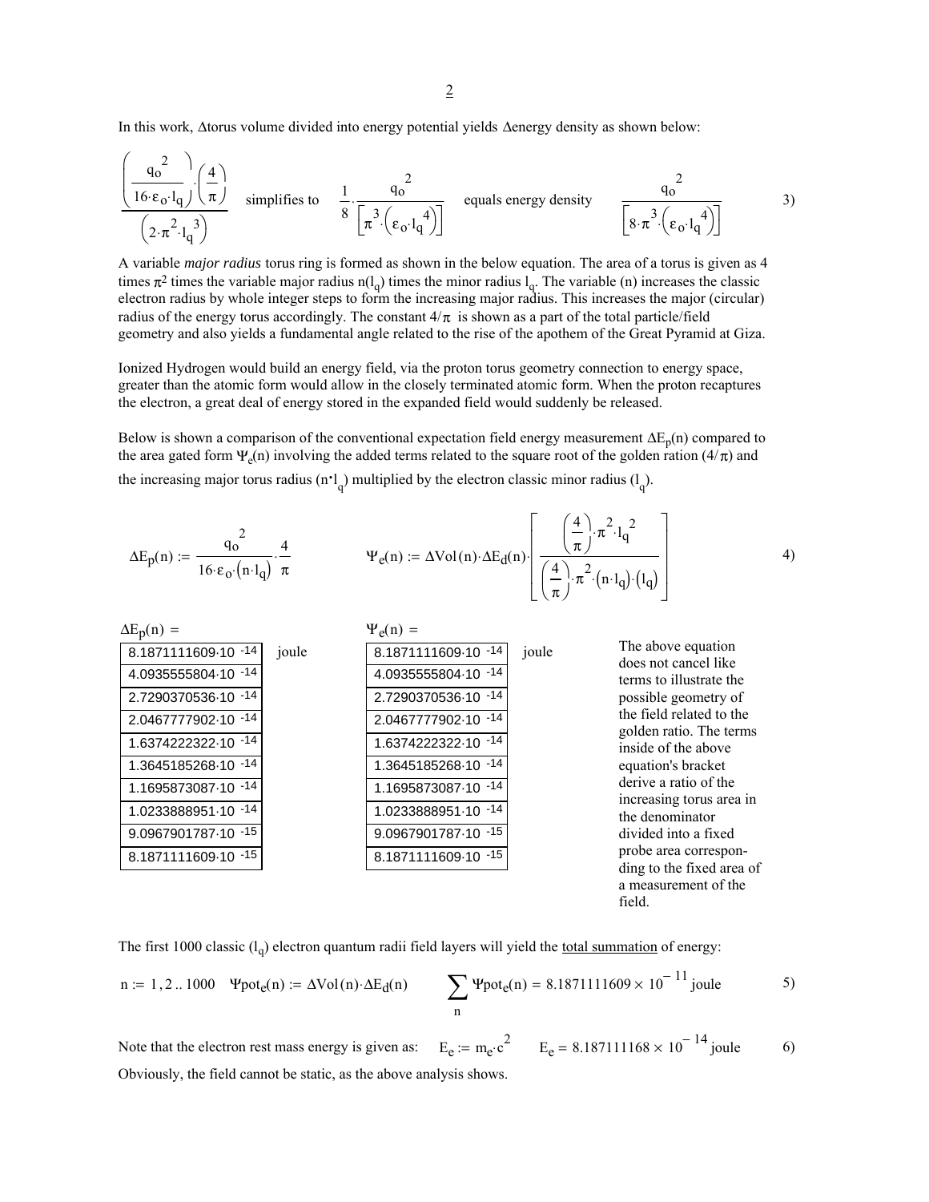In this work, Δtorus volume divided into energy potential yields Δenergy density as shown below:

$$\frac{\left(\frac{q_o^{\,2}}{16\cdot\varepsilon_o\cdot l_q}\right)\cdot\left(\frac{4}{\pi}\right)}{\left(2\cdot\pi^2\cdot l_q^{\,3}\right)} \quad \text{simplifies to} \quad \frac{1}{8}\cdot\frac{q_o^{\,2}}{\left[\pi^3\cdot\left(\varepsilon_o\cdot l_q^{\,4}\right)\right]} \quad \text{equals energy density} \quad \frac{q_o^{\,2}}{\left[8\cdot\pi^3\cdot\left(\varepsilon_o\cdot l_q^{\,4}\right)\right]} \qquad 3)$$

A variable *major radius* torus ring is formed as shown in the below equation. The area of a torus is given as 4 times $\pi^2$ times the variable major radius $n(l_q)$ times the minor radius $l_q$. The variable (n) increases the classic electron radius by whole integer steps to form the increasing major radius. This increases the major (circular) radius of the energy torus accordingly. The constant $4/\pi$ is shown as a part of the total particle/field geometry and also yields a fundamental angle related to the rise of the apothem of the Great Pyramid at Giza.

Ionized Hydrogen would build an energy field, via the proton torus geometry connection to energy space, greater than the atomic form would allow in the closely terminated atomic form. When the proton recaptures the electron, a great deal of energy stored in the expanded field would suddenly be released.

Below is shown a comparison of the conventional expectation field energy measurement $\Delta E_p(n)$ compared to the area gated form $\Psi_e(n)$ involving the added terms related to the square root of the golden ration $(4/\pi)$ and the increasing major torus radius $(n\cdot l_q)$ multiplied by the electron classic minor radius $(l_q)$.

$$\Delta E_p(n) := \frac{q_o^{\,2}}{16\cdot\varepsilon_o\cdot\left(n\cdot l_q\right)}\cdot\frac{4}{\pi} \qquad \Psi_e(n) := \Delta Vol(n)\cdot\Delta E_d(n)\cdot\left[\frac{\left(\frac{4}{\pi}\right)\cdot\pi^2\cdot l_q^{\,2}}{\left(\frac{4}{\pi}\right)\cdot\pi^2\cdot\left(n\cdot l_q\right)\cdot\left(l_q\right)}\right] \qquad 4)$$

| $\Delta E_p(n) =$ | | $\Psi_e(n) =$ | |
|---|---|---|---|
| $8.1871111609\cdot10^{-14}$ | joule | $8.1871111609\cdot10^{-14}$ | joule |
| $4.0935555804\cdot10^{-14}$ | | $4.0935555804\cdot10^{-14}$ | |
| $2.7290370536\cdot10^{-14}$ | | $2.7290370536\cdot10^{-14}$ | |
| $2.0467777902\cdot10^{-14}$ | | $2.0467777902\cdot10^{-14}$ | |
| $1.6374222322\cdot10^{-14}$ | | $1.6374222322\cdot10^{-14}$ | |
| $1.3645185268\cdot10^{-14}$ | | $1.3645185268\cdot10^{-14}$ | |
| $1.1695873087\cdot10^{-14}$ | | $1.1695873087\cdot10^{-14}$ | |
| $1.0233888951\cdot10^{-14}$ | | $1.0233888951\cdot10^{-14}$ | |
| $9.0967901787\cdot10^{-15}$ | | $9.0967901787\cdot10^{-15}$ | |
| $8.1871111609\cdot10^{-15}$ | | $8.1871111609\cdot10^{-15}$ | |

The above equation does not cancel like terms to illustrate the possible geometry of the field related to the golden ratio. The terms inside of the above equation's bracket derive a ratio of the increasing torus area in the denominator divided into a fixed probe area corresponding to the fixed area of a measurement of the field.

The first 1000 classic $(l_q)$ electron quantum radii field layers will yield the <u>total summation</u> of energy:

$$n := 1, 2 .. 1000 \quad \Psi pot_e(n) := \Delta Vol(n)\cdot\Delta E_d(n) \qquad \sum_n \Psi pot_e(n) = 8.1871111609\times10^{-11}\,\text{joule} \qquad 5)$$

Note that the electron rest mass energy is given as: $E_e := m_e\cdot c^2 \qquad E_e = 8.187111168\times10^{-14}\,\text{joule}$ $\qquad$ 6)

Obviously, the field cannot be static, as the above analysis shows.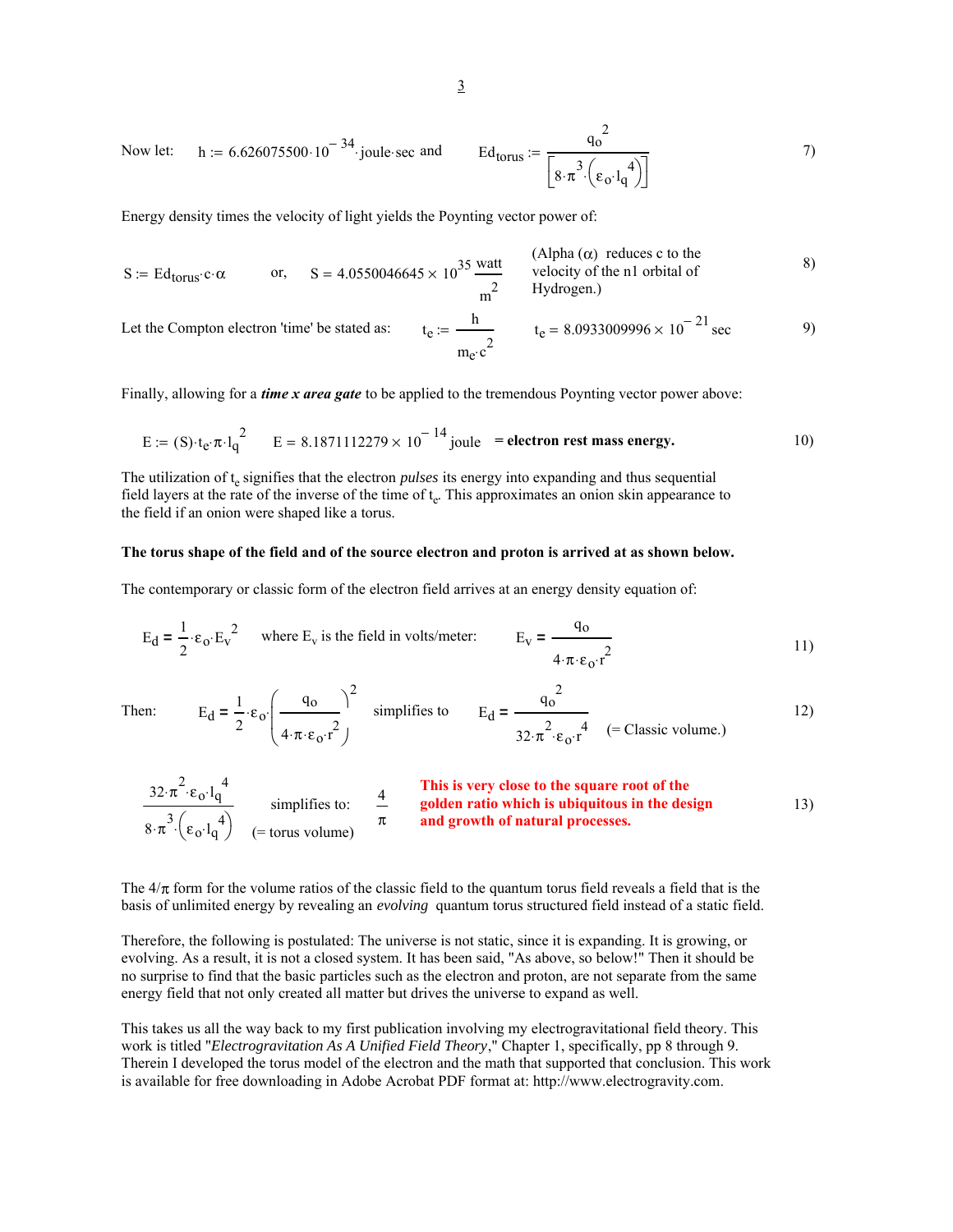Now let: $h := 6.626075500 \cdot 10^{-34} \cdot \text{joule} \cdot \text{sec}$ and $Ed_{torus} := \dfrac{q_o^{\,2}}{\left[8 \cdot \pi^3 \cdot \left(\varepsilon_o \cdot l_q^{\,4}\right)\right]}$ (7)

Energy density times the velocity of light yields the Poynting vector power of:

$S := Ed_{torus} \cdot c \cdot \alpha$ or, $S = 4.0550046645 \times 10^{35} \dfrac{\text{watt}}{\text{m}^2}$ (Alpha ($\alpha$) reduces c to the velocity of the n1 orbital of Hydrogen.) (8)

Let the Compton electron 'time' be stated as: $t_e := \dfrac{h}{m_e \cdot c^2}$ $t_e = 8.0933009996 \times 10^{-21}\,\text{sec}$ (9)

Finally, allowing for a ***time x area gate*** to be applied to the tremendous Poynting vector power above:

$E := (S) \cdot t_e \cdot \pi \cdot l_q^{\,2}$ $E = 8.1871112279 \times 10^{-14}\,\text{joule}$ **= electron rest mass energy.** (10)

The utilization of $t_e$ signifies that the electron *pulses* its energy into expanding and thus sequential field layers at the rate of the inverse of the time of $t_e$. This approximates an onion skin appearance to the field if an onion were shaped like a torus.

**The torus shape of the field and of the source electron and proton is arrived at as shown below.**

The contemporary or classic form of the electron field arrives at an energy density equation of:

$E_d = \dfrac{1}{2} \cdot \varepsilon_o \cdot E_v^{\,2}$ where $E_v$ is the field in volts/meter: $E_v = \dfrac{q_o}{4 \cdot \pi \cdot \varepsilon_o \cdot r^2}$ (11)

Then: $E_d = \dfrac{1}{2} \cdot \varepsilon_o \cdot \left(\dfrac{q_o}{4 \cdot \pi \cdot \varepsilon_o \cdot r^2}\right)^2$ simplifies to $E_d = \dfrac{q_o^{\,2}}{32 \cdot \pi^2 \cdot \varepsilon_o \cdot r^4}$ (= Classic volume.) (12)

$\dfrac{32 \cdot \pi^2 \cdot \varepsilon_o \cdot l_q^{\,4}}{8 \cdot \pi^3 \cdot \left(\varepsilon_o \cdot l_q^{\,4}\right)}$ (= torus volume) simplifies to: $\dfrac{4}{\pi}$ **This is very close to the square root of the golden ratio which is ubiquitous in the design and growth of natural processes.** (13)

The $4/\pi$ form for the volume ratios of the classic field to the quantum torus field reveals a field that is the basis of unlimited energy by revealing an *evolving* quantum torus structured field instead of a static field.

Therefore, the following is postulated: The universe is not static, since it is expanding. It is growing, or evolving. As a result, it is not a closed system. It has been said, "As above, so below!" Then it should be no surprise to find that the basic particles such as the electron and proton, are not separate from the same energy field that not only created all matter but drives the universe to expand as well.

This takes us all the way back to my first publication involving my electrogravitational field theory. This work is titled "*Electrogravitation As A Unified Field Theory*," Chapter 1, specifically, pp 8 through 9. Therein I developed the torus model of the electron and the math that supported that conclusion. This work is available for free downloading in Adobe Acrobat PDF format at: http://www.electrogravity.com.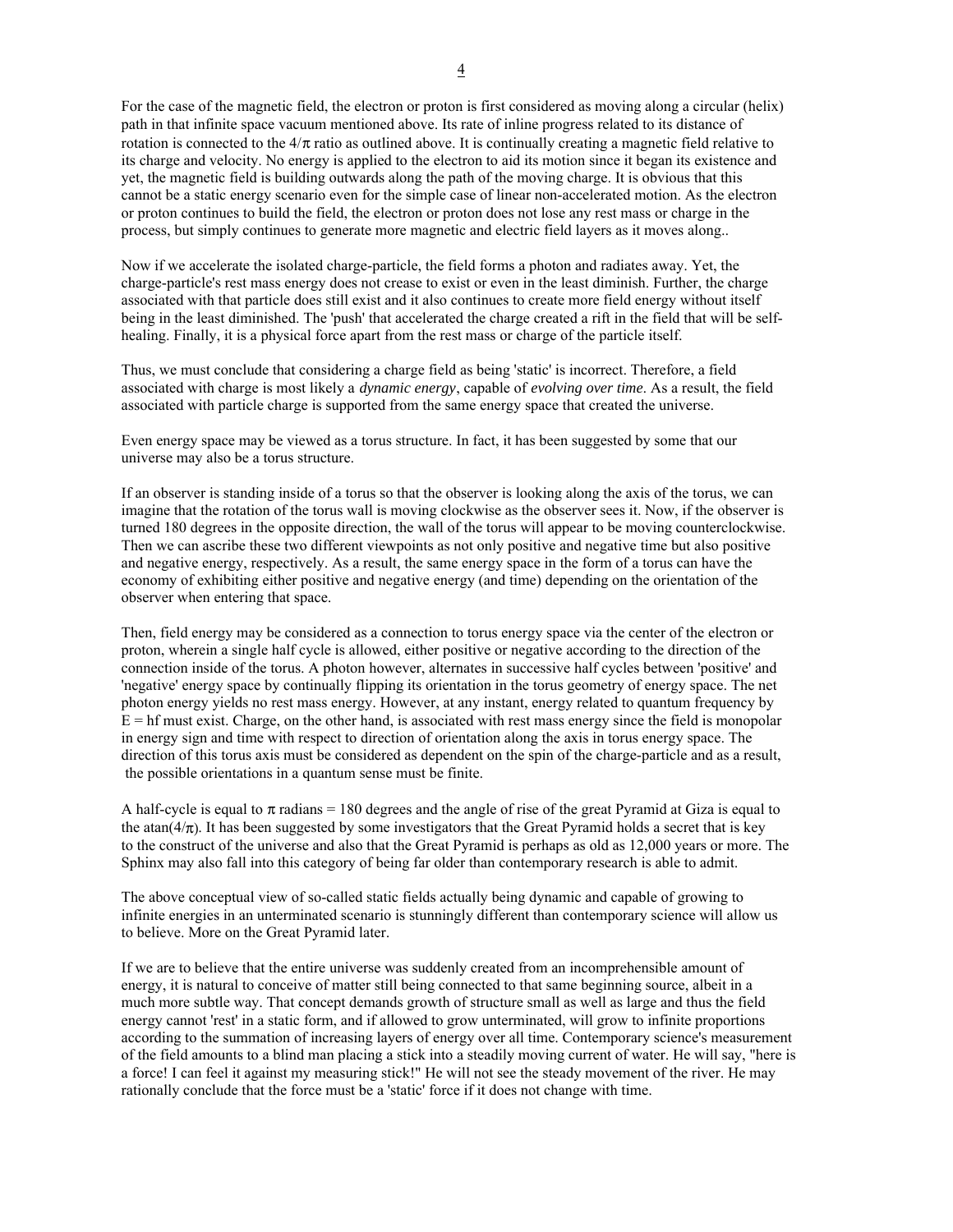For the case of the magnetic field, the electron or proton is first considered as moving along a circular (helix) path in that infinite space vacuum mentioned above. Its rate of inline progress related to its distance of rotation is connected to the $4/\pi$ ratio as outlined above. It is continually creating a magnetic field relative to its charge and velocity. No energy is applied to the electron to aid its motion since it began its existence and yet, the magnetic field is building outwards along the path of the moving charge. It is obvious that this cannot be a static energy scenario even for the simple case of linear non-accelerated motion. As the electron or proton continues to build the field, the electron or proton does not lose any rest mass or charge in the process, but simply continues to generate more magnetic and electric field layers as it moves along..

Now if we accelerate the isolated charge-particle, the field forms a photon and radiates away. Yet, the charge-particle's rest mass energy does not crease to exist or even in the least diminish. Further, the charge associated with that particle does still exist and it also continues to create more field energy without itself being in the least diminished. The 'push' that accelerated the charge created a rift in the field that will be self-healing. Finally, it is a physical force apart from the rest mass or charge of the particle itself.

Thus, we must conclude that considering a charge field as being 'static' is incorrect. Therefore, a field associated with charge is most likely a *dynamic energy*, capable of *evolving over time*. As a result, the field associated with particle charge is supported from the same energy space that created the universe.

Even energy space may be viewed as a torus structure. In fact, it has been suggested by some that our universe may also be a torus structure.

If an observer is standing inside of a torus so that the observer is looking along the axis of the torus, we can imagine that the rotation of the torus wall is moving clockwise as the observer sees it. Now, if the observer is turned 180 degrees in the opposite direction, the wall of the torus will appear to be moving counterclockwise. Then we can ascribe these two different viewpoints as not only positive and negative time but also positive and negative energy, respectively. As a result, the same energy space in the form of a torus can have the economy of exhibiting either positive and negative energy (and time) depending on the orientation of the observer when entering that space.

Then, field energy may be considered as a connection to torus energy space via the center of the electron or proton, wherein a single half cycle is allowed, either positive or negative according to the direction of the connection inside of the torus. A photon however, alternates in successive half cycles between 'positive' and 'negative' energy space by continually flipping its orientation in the torus geometry of energy space. The net photon energy yields no rest mass energy. However, at any instant, energy related to quantum frequency by $E = hf$ must exist. Charge, on the other hand, is associated with rest mass energy since the field is monopolar in energy sign and time with respect to direction of orientation along the axis in torus energy space. The direction of this torus axis must be considered as dependent on the spin of the charge-particle and as a result, the possible orientations in a quantum sense must be finite.

A half-cycle is equal to $\pi$ radians = 180 degrees and the angle of rise of the great Pyramid at Giza is equal to the $\text{atan}(4/\pi)$. It has been suggested by some investigators that the Great Pyramid holds a secret that is key to the construct of the universe and also that the Great Pyramid is perhaps as old as 12,000 years or more. The Sphinx may also fall into this category of being far older than contemporary research is able to admit.

The above conceptual view of so-called static fields actually being dynamic and capable of growing to infinite energies in an unterminated scenario is stunningly different than contemporary science will allow us to believe. More on the Great Pyramid later.

If we are to believe that the entire universe was suddenly created from an incomprehensible amount of energy, it is natural to conceive of matter still being connected to that same beginning source, albeit in a much more subtle way. That concept demands growth of structure small as well as large and thus the field energy cannot 'rest' in a static form, and if allowed to grow unterminated, will grow to infinite proportions according to the summation of increasing layers of energy over all time. Contemporary science's measurement of the field amounts to a blind man placing a stick into a steadily moving current of water. He will say, "here is a force! I can feel it against my measuring stick!" He will not see the steady movement of the river. He may rationally conclude that the force must be a 'static' force if it does not change with time.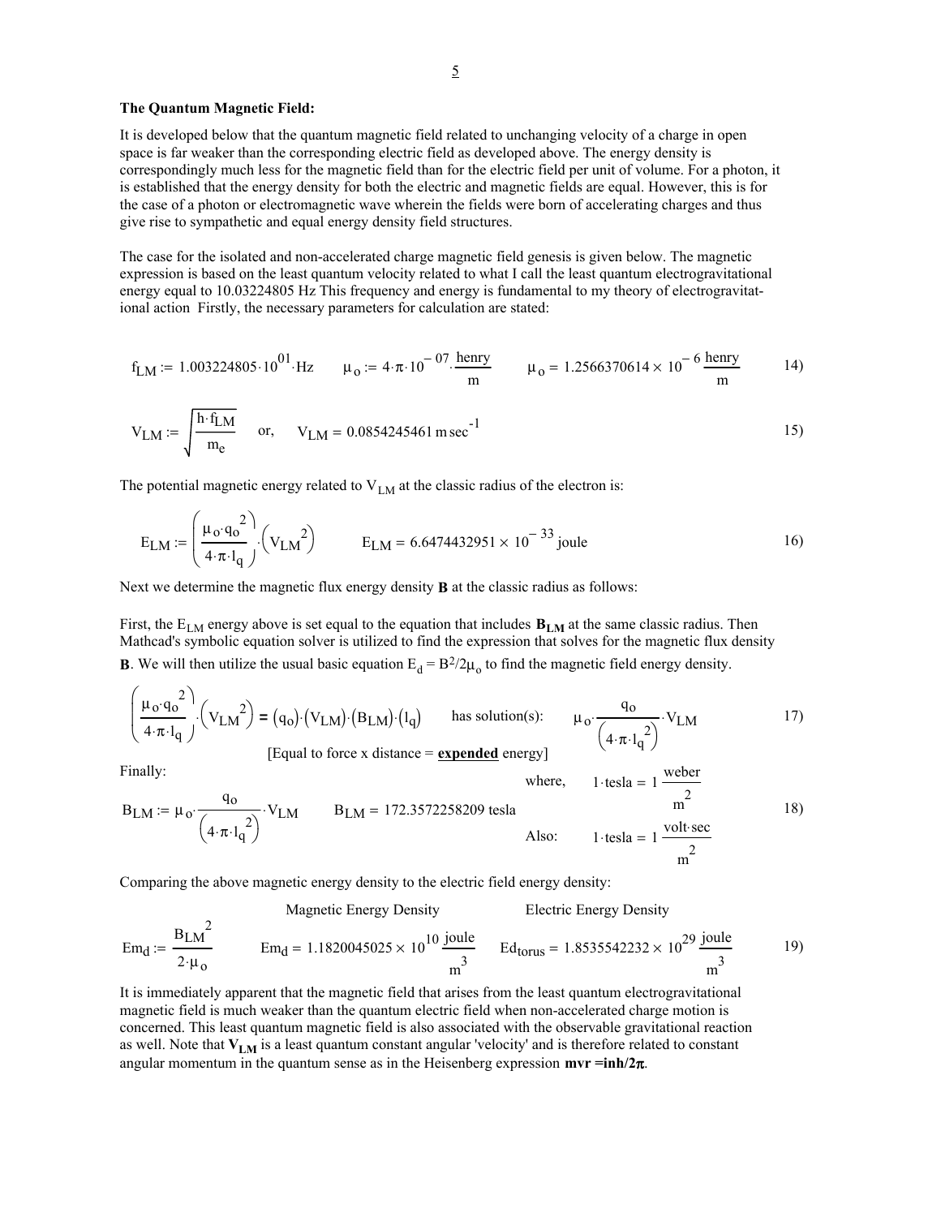**The Quantum Magnetic Field:**

It is developed below that the quantum magnetic field related to unchanging velocity of a charge in open space is far weaker than the corresponding electric field as developed above. The energy density is correspondingly much less for the magnetic field than for the electric field per unit of volume. For a photon, it is established that the energy density for both the electric and magnetic fields are equal. However, this is for the case of a photon or electromagnetic wave wherein the fields were born of accelerating charges and thus give rise to sympathetic and equal energy density field structures.

The case for the isolated and non-accelerated charge magnetic field genesis is given below. The magnetic expression is based on the least quantum velocity related to what I call the least quantum electrogravitational energy equal to 10.03224805 Hz This frequency and energy is fundamental to my theory of electrogravitational action Firstly, the necessary parameters for calculation are stated:

$$f_{LM} := 1.003224805 \cdot 10^{01} \cdot \text{Hz} \qquad \mu_o := 4 \cdot \pi \cdot 10^{-07} \cdot \frac{\text{henry}}{\text{m}} \qquad \mu_o = 1.2566370614 \times 10^{-6} \frac{\text{henry}}{\text{m}} \qquad 14)$$

$$V_{LM} := \sqrt{\frac{h \cdot f_{LM}}{m_e}} \quad \text{or,} \quad V_{LM} = 0.0854245461 \, \text{m sec}^{-1} \qquad 15)$$

The potential magnetic energy related to $V_{LM}$ at the classic radius of the electron is:

$$E_{LM} := \left( \frac{\mu_o \cdot q_o^2}{4 \cdot \pi \cdot l_q} \right) \cdot \left( V_{LM}^2 \right) \qquad E_{LM} = 6.6474432951 \times 10^{-33} \, \text{joule} \qquad 16)$$

Next we determine the magnetic flux energy density **B** at the classic radius as follows:

First, the $E_{LM}$ energy above is set equal to the equation that includes $\mathbf{B_{LM}}$ at the same classic radius. Then Mathcad's symbolic equation solver is utilized to find the expression that solves for the magnetic flux density **B**. We will then utilize the usual basic equation $E_d = B^2/2\mu_o$ to find the magnetic field energy density.

$$\left( \frac{\mu_o \cdot q_o^2}{4 \cdot \pi \cdot l_q} \right) \cdot \left( V_{LM}^2 \right) = (q_o) \cdot (V_{LM}) \cdot (B_{LM}) \cdot (l_q) \quad \text{has solution(s):} \quad \mu_o \cdot \frac{q_o}{\left( 4 \cdot \pi \cdot l_q^2 \right)} \cdot V_{LM} \qquad 17)$$

[Equal to force x distance = **expended** energy]

Finally:

$$B_{LM} := \mu_o \cdot \frac{q_o}{\left( 4 \cdot \pi \cdot l_q^2 \right)} \cdot V_{LM} \qquad B_{LM} = 172.3572258209 \, \text{tesla} \qquad 18)$$

where, $1 \cdot \text{tesla} = 1 \frac{\text{weber}}{\text{m}^2}$

Also: $1 \cdot \text{tesla} = 1 \frac{\text{volt} \cdot \text{sec}}{\text{m}^2}$

Comparing the above magnetic energy density to the electric field energy density:

Magnetic Energy Density — Electric Energy Density

$$Em_d := \frac{B_{LM}^2}{2 \cdot \mu_o} \qquad Em_d = 1.1820045025 \times 10^{10} \frac{\text{joule}}{\text{m}^3} \qquad Ed_{torus} = 1.8535542232 \times 10^{29} \frac{\text{joule}}{\text{m}^3} \qquad 19)$$

It is immediately apparent that the magnetic field that arises from the least quantum electrogravitational magnetic field is much weaker than the quantum electric field when non-accelerated charge motion is concerned. This least quantum magnetic field is also associated with the observable gravitational reaction as well. Note that $\mathbf{V_{LM}}$ is a least quantum constant angular 'velocity' and is therefore related to constant angular momentum in the quantum sense as in the Heisenberg expression $\mathbf{mvr = inh/2\pi}$.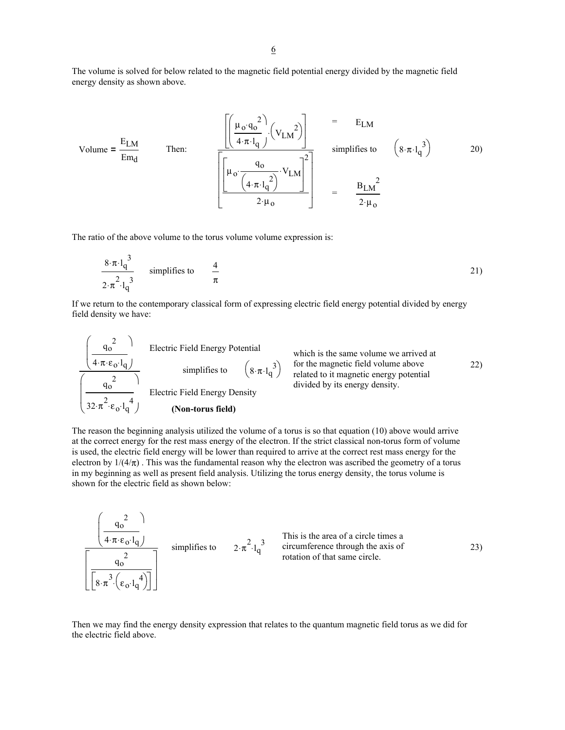The volume is solved for below related to the magnetic field potential energy divided by the magnetic field energy density as shown above.

$$\text{Volume} = \frac{E_{LM}}{Em_d} \qquad \text{Then:} \qquad \frac{\left[\left(\frac{\mu_o \cdot q_o^{\,2}}{4 \cdot \pi \cdot l_q}\right) \cdot \left(V_{LM}^{\,2}\right)\right]}{\left[\frac{\left[\mu_o \cdot \frac{q_o}{\left(4 \cdot \pi \cdot l_q^{\,2}\right)} \cdot V_{LM}\right]^2}{2 \cdot \mu_o}\right]} \quad \begin{matrix} = E_{LM} \\ \text{simplifies to} \\ = \frac{B_{LM}^{\,2}}{2 \cdot \mu_o} \end{matrix} \quad \left(8 \cdot \pi \cdot l_q^{\,3}\right) \tag{20}$$

The ratio of the above volume to the torus volume volume expression is:

$$\frac{8 \cdot \pi \cdot l_q^{\,3}}{2 \cdot \pi^2 \cdot l_q^{\,3}} \quad \text{simplifies to} \quad \frac{4}{\pi} \tag{21}$$

If we return to the contemporary classical form of expressing electric field energy potential divided by energy field density we have:

$$\frac{\left(\frac{q_o^{\,2}}{4 \cdot \pi \cdot \varepsilon_o \cdot l_q}\right) \ \text{Electric Field Energy Potential}}{\left(\frac{q_o^{\,2}}{32 \cdot \pi^2 \cdot \varepsilon_o \cdot l_q^{\,4}}\right) \ \text{Electric Field Energy Density}} \quad \text{simplifies to} \quad \left(8 \cdot \pi \cdot l_q^{\,3}\right) \tag{22}$$

**(Non-torus field)**

which is the same volume we arrived at for the magnetic field volume above related to it magnetic energy potential divided by its energy density.

The reason the beginning analysis utilized the volume of a torus is so that equation (10) above would arrive at the correct energy for the rest mass energy of the electron. If the strict classical non-torus form of volume is used, the electric field energy will be lower than required to arrive at the correct rest mass energy for the electron by $1/(4/\pi)$ . This was the fundamental reason why the electron was ascribed the geometry of a torus in my beginning as well as present field analysis. Utilizing the torus energy density, the torus volume is shown for the electric field as shown below:

$$\frac{\left(\frac{q_o^{\,2}}{4 \cdot \pi \cdot \varepsilon_o \cdot l_q}\right)}{\left[\frac{q_o^{\,2}}{\left[8 \cdot \pi^3 \cdot \left(\varepsilon_o \cdot l_q^{\,4}\right)\right]}\right]} \quad \text{simplifies to} \quad 2 \cdot \pi^2 \cdot l_q^{\,3} \tag{23}$$

This is the area of a circle times a circumference through the axis of rotation of that same circle.

Then we may find the energy density expression that relates to the quantum magnetic field torus as we did for the electric field above.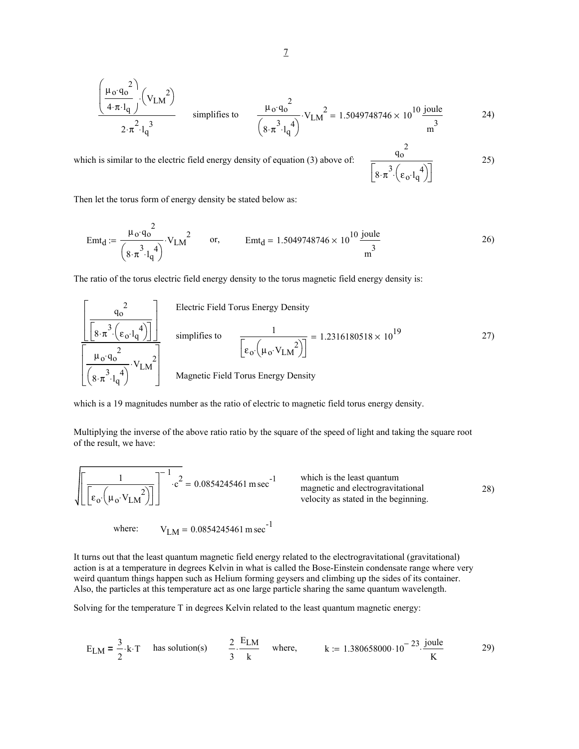$$\frac{\left(\frac{\mu_o \cdot q_o^2}{4 \cdot \pi \cdot l_q}\right) \cdot \left(V_{LM}^2\right)}{2 \cdot \pi^2 \cdot l_q^3} \quad \text{simplifies to} \quad \frac{\mu_o \cdot q_o^2}{\left(8 \cdot \pi^3 \cdot l_q^4\right)} \cdot V_{LM}^2 = 1.5049748746 \times 10^{10} \frac{\text{joule}}{\text{m}^3} \qquad 24)$$

which is similar to the electric field energy density of equation (3) above of:

$$\frac{q_o^2}{\left[8 \cdot \pi^3 \cdot \left(\varepsilon_o \cdot l_q^4\right)\right]} \qquad 25)$$

Then let the torus form of energy density be stated below as:

$$Emt_d := \frac{\mu_o \cdot q_o^2}{\left(8 \cdot \pi^3 \cdot l_q^4\right)} \cdot V_{LM}^2 \quad \text{or,} \quad Emt_d = 1.5049748746 \times 10^{10} \frac{\text{joule}}{\text{m}^3} \qquad 26)$$

The ratio of the torus electric field energy density to the torus magnetic field energy density is:

$$\frac{\left[\frac{q_o^2}{\left[8 \cdot \pi^3 \cdot \left(\varepsilon_o \cdot l_q^4\right)\right]}\right]}{\left[\frac{\mu_o \cdot q_o^2}{\left(8 \cdot \pi^3 \cdot l_q^4\right)} \cdot V_{LM}^2\right]} \quad \begin{matrix}\text{Electric Field Torus Energy Density} \\ \text{Magnetic Field Torus Energy Density}\end{matrix} \quad \text{simplifies to} \quad \frac{1}{\left[\varepsilon_o \cdot \left(\mu_o \cdot V_{LM}^2\right)\right]} = 1.2316180518 \times 10^{19} \qquad 27)$$

which is a 19 magnitudes number as the ratio of electric to magnetic field torus energy density.

Multiplying the inverse of the above ratio ratio by the square of the speed of light and taking the square root of the result, we have:

$$\sqrt{\left[\frac{1}{\left[\varepsilon_o \cdot \left(\mu_o \cdot V_{LM}^2\right)\right]}\right]^{-1} \cdot c^2} = 0.0854245461 \,\text{m sec}^{-1} \qquad 28)$$

which is the least quantum magnetic and electrogravitational velocity as stated in the beginning.

where: $\quad V_{LM} = 0.0854245461 \,\text{m sec}^{-1}$

It turns out that the least quantum magnetic field energy related to the electrogravitational (gravitational) action is at a temperature in degrees Kelvin in what is called the Bose-Einstein condensate range where very weird quantum things happen such as Helium forming geysers and climbing up the sides of its container. Also, the particles at this temperature act as one large particle sharing the same quantum wavelength.

Solving for the temperature T in degrees Kelvin related to the least quantum magnetic energy:

$$E_{LM} = \frac{3}{2} \cdot k \cdot T \quad \text{has solution(s)} \quad \frac{2}{3} \cdot \frac{E_{LM}}{k} \quad \text{where,} \quad k := 1.380658000 \cdot 10^{-23} \cdot \frac{\text{joule}}{\text{K}} \qquad 29)$$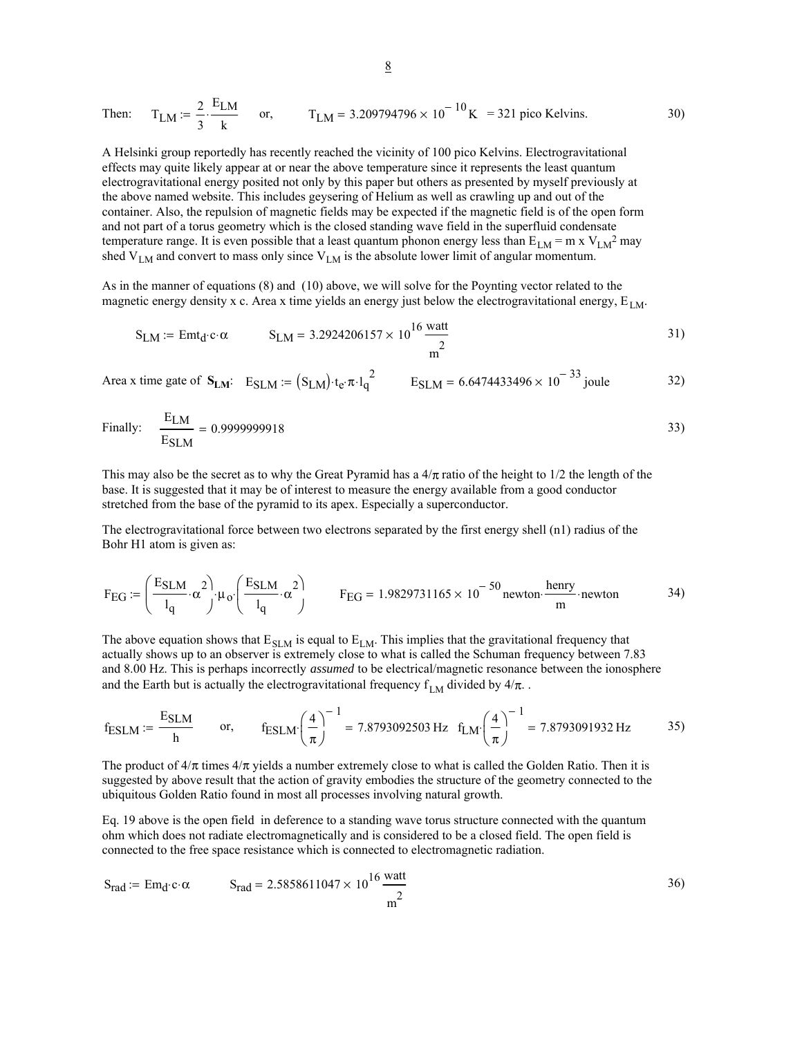Then: $T_{LM} := \frac{2}{3} \cdot \frac{E_{LM}}{k}$ or, $T_{LM} = 3.209794796 \times 10^{-10} \mathrm{K}$ = 321 pico Kelvins. 30)

A Helsinki group reportedly has recently reached the vicinity of 100 pico Kelvins. Electrogravitational effects may quite likely appear at or near the above temperature since it represents the least quantum electrogravitational energy posited not only by this paper but others as presented by myself previously at the above named website. This includes geysering of Helium as well as crawling up and out of the container. Also, the repulsion of magnetic fields may be expected if the magnetic field is of the open form and not part of a torus geometry which is the closed standing wave field in the superfluid condensate temperature range. It is even possible that a least quantum phonon energy less than $E_{LM} = m \times V_{LM}^2$ may shed $V_{LM}$ and convert to mass only since $V_{LM}$ is the absolute lower limit of angular momentum.

As in the manner of equations (8) and (10) above, we will solve for the Poynting vector related to the magnetic energy density x c. Area x time yields an energy just below the electrogravitational energy, $E_{LM}$.

$$S_{LM} := Emt_d \cdot c \cdot \alpha \qquad S_{LM} = 3.2924206157 \times 10^{16} \frac{\mathrm{watt}}{\mathrm{m}^2} \tag{31}$$

Area x time gate of $\mathbf{S_{LM}}$: $E_{SLM} := (S_{LM}) \cdot t_e \cdot \pi \cdot l_q^2 \qquad E_{SLM} = 6.6474433496 \times 10^{-33}\,\mathrm{joule}$ 32)

Finally: $\frac{E_{LM}}{E_{SLM}} = 0.9999999918$ 33)

This may also be the secret as to why the Great Pyramid has a $4/\pi$ ratio of the height to 1/2 the length of the base. It is suggested that it may be of interest to measure the energy available from a good conductor stretched from the base of the pyramid to its apex. Especially a superconductor.

The electrogravitational force between two electrons separated by the first energy shell (n1) radius of the Bohr H1 atom is given as:

$$F_{EG} := \left(\frac{E_{SLM}}{l_q} \cdot \alpha^2\right) \cdot \mu_o \cdot \left(\frac{E_{SLM}}{l_q} \cdot \alpha^2\right) \qquad F_{EG} = 1.9829731165 \times 10^{-50}\,\mathrm{newton} \cdot \frac{\mathrm{henry}}{\mathrm{m}} \cdot \mathrm{newton} \tag{34}$$

The above equation shows that $E_{SLM}$ is equal to $E_{LM}$. This implies that the gravitational frequency that actually shows up to an observer is extremely close to what is called the Schuman frequency between 7.83 and 8.00 Hz. This is perhaps incorrectly *assumed* to be electrical/magnetic resonance between the ionosphere and the Earth but is actually the electrogravitational frequency $f_{LM}$ divided by $4/\pi$. .

$$f_{ESLM} := \frac{E_{SLM}}{h} \qquad \text{or,} \qquad f_{ESLM} \cdot \left(\frac{4}{\pi}\right)^{-1} = 7.8793092503\,\mathrm{Hz} \quad f_{LM} \cdot \left(\frac{4}{\pi}\right)^{-1} = 7.8793091932\,\mathrm{Hz} \tag{35}$$

The product of $4/\pi$ times $4/\pi$ yields a number extremely close to what is called the Golden Ratio. Then it is suggested by above result that the action of gravity embodies the structure of the geometry connected to the ubiquitous Golden Ratio found in most all processes involving natural growth.

Eq. 19 above is the open field in deference to a standing wave torus structure connected with the quantum ohm which does not radiate electromagnetically and is considered to be a closed field. The open field is connected to the free space resistance which is connected to electromagnetic radiation.

$$S_{rad} := Em_d \cdot c \cdot \alpha \qquad S_{rad} = 2.5858611047 \times 10^{16} \frac{\mathrm{watt}}{\mathrm{m}^2} \tag{36}$$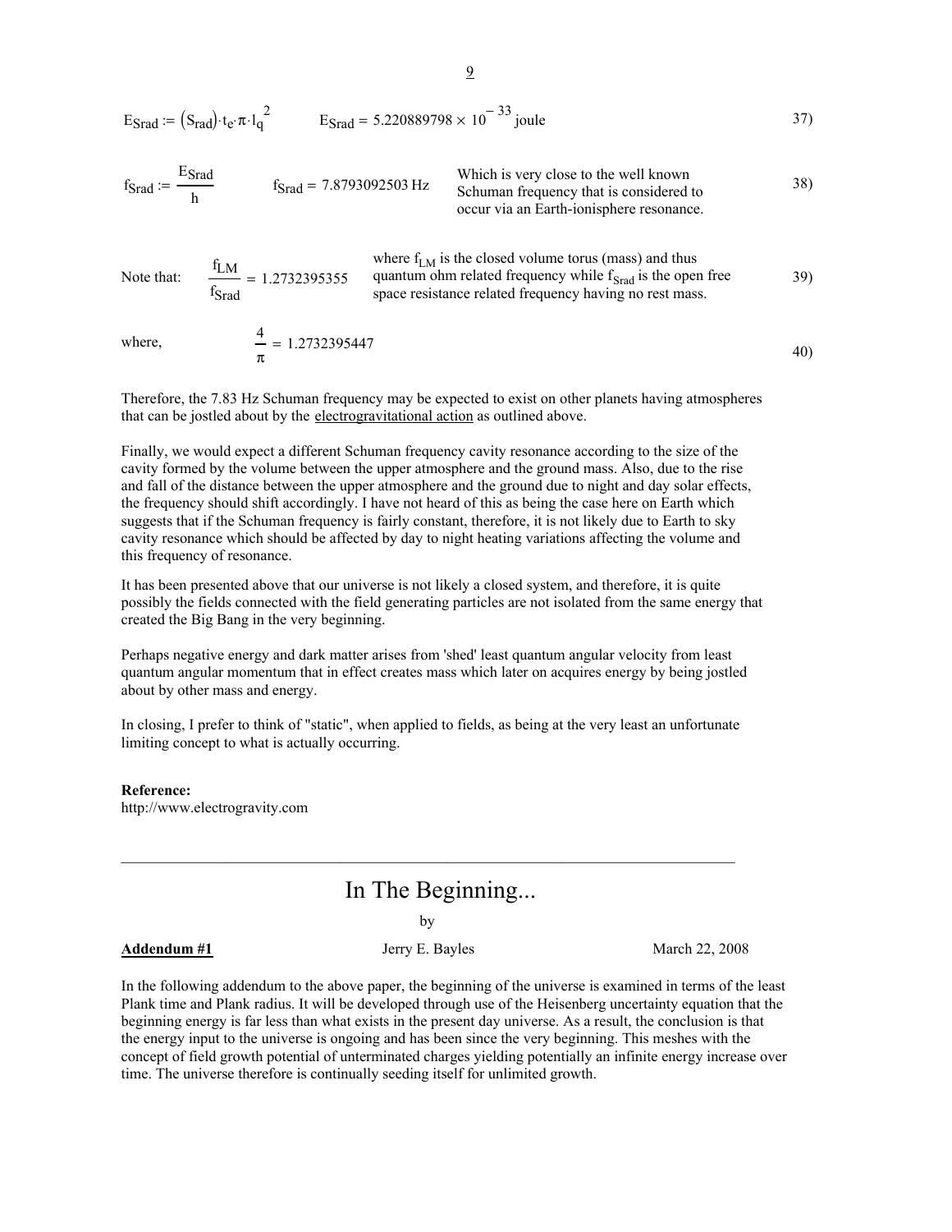$$E_{Srad} := (S_{rad}) \cdot t_e \cdot \pi \cdot l_q^{\,2} \qquad E_{Srad} = 5.220889798 \times 10^{-33}\,\text{joule} \tag{37}$$

$$f_{Srad} := \frac{E_{Srad}}{h} \qquad f_{Srad} = 7.8793092503\,\text{Hz} \tag{38}$$

Which is very close to the well known Schuman frequency that is considered to occur via an Earth-ionisphere resonance.

Note that: $\dfrac{f_{LM}}{f_{Srad}} = 1.2732395355$ where $f_{LM}$ is the closed volume torus (mass) and thus quantum ohm related frequency while $f_{Srad}$ is the open free space resistance related frequency having no rest mass. (39)

where, $\dfrac{4}{\pi} = 1.2732395447$ (40)

Therefore, the 7.83 Hz Schuman frequency may be expected to exist on other planets having atmospheres that can be jostled about by the electrogravitational action as outlined above.

Finally, we would expect a different Schuman frequency cavity resonance according to the size of the cavity formed by the volume between the upper atmosphere and the ground mass. Also, due to the rise and fall of the distance between the upper atmosphere and the ground due to night and day solar effects, the frequency should shift accordingly. I have not heard of this as being the case here on Earth which suggests that if the Schuman frequency is fairly constant, therefore, it is not likely due to Earth to sky cavity resonance which should be affected by day to night heating variations affecting the volume and this frequency of resonance.

It has been presented above that our universe is not likely a closed system, and therefore, it is quite possibly the fields connected with the field generating particles are not isolated from the same energy that created the Big Bang in the very beginning.

Perhaps negative energy and dark matter arises from 'shed' least quantum angular velocity from least quantum angular momentum that in effect creates mass which later on acquires energy by being jostled about by other mass and energy.

In closing, I prefer to think of "static", when applied to fields, as being at the very least an unfortunate limiting concept to what is actually occurring.

**Reference:**
http://www.electrogravity.com

---

# In The Beginning...

by

**Addendum #1** — Jerry E. Bayles — March 22, 2008

In the following addendum to the above paper, the beginning of the universe is examined in terms of the least Plank time and Plank radius. It will be developed through use of the Heisenberg uncertainty equation that the beginning energy is far less than what exists in the present day universe. As a result, the conclusion is that the energy input to the universe is ongoing and has been since the very beginning. This meshes with the concept of field growth potential of unterminated charges yielding potentially an infinite energy increase over time. The universe therefore is continually seeding itself for unlimited growth.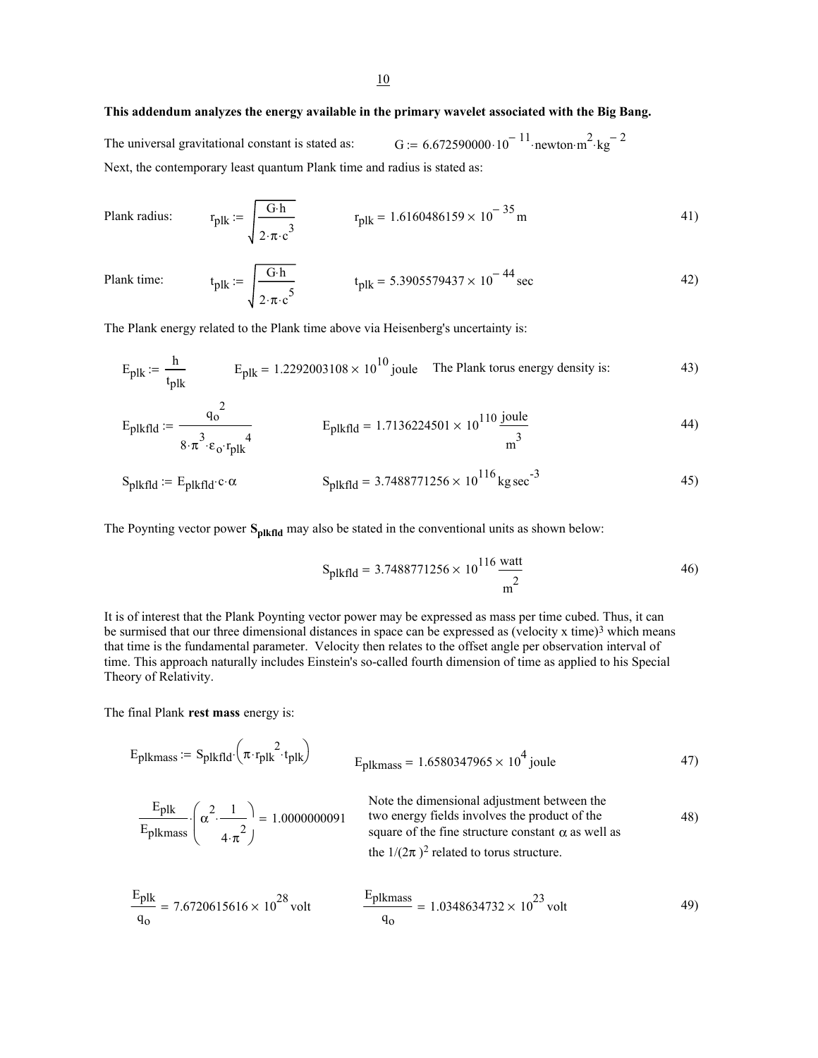**This addendum analyzes the energy available in the primary wavelet associated with the Big Bang.**

The universal gravitational constant is stated as: $G := 6.672590000 \cdot 10^{-11} \cdot \text{newton} \cdot \text{m}^2 \cdot \text{kg}^{-2}$

Next, the contemporary least quantum Plank time and radius is stated as:

Plank radius: $r_{plk} := \sqrt{\dfrac{G \cdot h}{2 \cdot \pi \cdot c^3}}$ $\qquad r_{plk} = 1.6160486159 \times 10^{-35}\,\text{m}$ $\qquad$ 41)

Plank time: $t_{plk} := \sqrt{\dfrac{G \cdot h}{2 \cdot \pi \cdot c^5}}$ $\qquad t_{plk} = 5.3905579437 \times 10^{-44}\,\text{sec}$ $\qquad$ 42)

The Plank energy related to the Plank time above via Heisenberg's uncertainty is:

$E_{plk} := \dfrac{h}{t_{plk}}$ $\qquad E_{plk} = 1.2292003108 \times 10^{10}\,\text{joule}$ $\qquad$ The Plank torus energy density is: $\qquad$ 43)

$E_{plkfld} := \dfrac{q_o^{\,2}}{8 \cdot \pi^3 \cdot \varepsilon_o \cdot r_{plk}^{\,4}}$ $\qquad E_{plkfld} = 1.7136224501 \times 10^{110}\,\dfrac{\text{joule}}{\text{m}^3}$ $\qquad$ 44)

$S_{plkfld} := E_{plkfld} \cdot c \cdot \alpha$ $\qquad S_{plkfld} = 3.7488771256 \times 10^{116}\,\text{kg}\,\text{sec}^{-3}$ $\qquad$ 45)

The Poynting vector power $\mathbf{S_{plkfld}}$ may also be stated in the conventional units as shown below:

$$S_{plkfld} = 3.7488771256 \times 10^{116}\,\frac{\text{watt}}{\text{m}^2} \qquad 46)$$

It is of interest that the Plank Poynting vector power may be expressed as mass per time cubed. Thus, it can be surmised that our three dimensional distances in space can be expressed as (velocity x time)$^3$ which means that time is the fundamental parameter. Velocity then relates to the offset angle per observation interval of time. This approach naturally includes Einstein's so-called fourth dimension of time as applied to his Special Theory of Relativity.

The final Plank **rest mass** energy is:

$E_{plkmass} := S_{plkfld} \cdot \left(\pi \cdot r_{plk}^{\,2} \cdot t_{plk}\right)$ $\qquad E_{plkmass} = 1.6580347965 \times 10^{4}\,\text{joule}$ $\qquad$ 47)

$\dfrac{E_{plk}}{E_{plkmass}} \cdot \left(\alpha^2 \cdot \dfrac{1}{4 \cdot \pi^2}\right) = 1.0000000091$ $\qquad$ Note the dimensional adjustment between the two energy fields involves the product of the square of the fine structure constant $\alpha$ as well as the $1/(2\pi)^2$ related to torus structure. $\qquad$ 48)

$\dfrac{E_{plk}}{q_o} = 7.6720615616 \times 10^{28}\,\text{volt}$ $\qquad \dfrac{E_{plkmass}}{q_o} = 1.0348634732 \times 10^{23}\,\text{volt}$ $\qquad$ 49)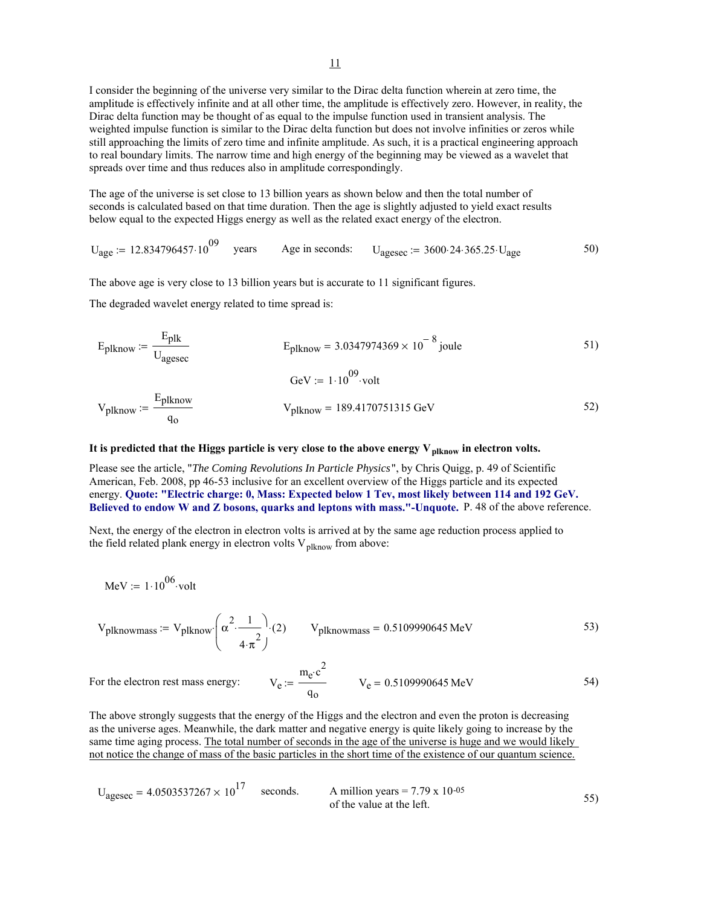I consider the beginning of the universe very similar to the Dirac delta function wherein at zero time, the amplitude is effectively infinite and at all other time, the amplitude is effectively zero. However, in reality, the Dirac delta function may be thought of as equal to the impulse function used in transient analysis. The weighted impulse function is similar to the Dirac delta function but does not involve infinities or zeros while still approaching the limits of zero time and infinite amplitude. As such, it is a practical engineering approach to real boundary limits. The narrow time and high energy of the beginning may be viewed as a wavelet that spreads over time and thus reduces also in amplitude correspondingly.

The age of the universe is set close to 13 billion years as shown below and then the total number of seconds is calculated based on that time duration. Then the age is slightly adjusted to yield exact results below equal to the expected Higgs energy as well as the related exact energy of the electron.

$$U_{age} := 12.834796457 \cdot 10^{09} \quad \text{years} \qquad \text{Age in seconds:} \quad U_{agesec} := 3600 \cdot 24 \cdot 365.25 \cdot U_{age} \tag{50}$$

The above age is very close to 13 billion years but is accurate to 11 significant figures.

The degraded wavelet energy related to time spread is:

$$E_{plknow} := \frac{E_{plk}}{U_{agesec}} \qquad E_{plknow} = 3.0347974369 \times 10^{-8} \, \text{joule} \tag{51}$$

$$\text{GeV} := 1 \cdot 10^{09} \cdot \text{volt}$$

$$V_{plknow} := \frac{E_{plknow}}{q_o} \qquad V_{plknow} = 189.4170751315 \, \text{GeV} \tag{52}$$

**It is predicted that the Higgs particle is very close to the above energy $V_{plknow}$ in electron volts.**

Please see the article, "*The Coming Revolutions In Particle Physics*", by Chris Quigg, p. 49 of Scientific American, Feb. 2008, pp 46-53 inclusive for an excellent overview of the Higgs particle and its expected energy. **Quote: "Electric charge: 0, Mass: Expected below 1 Tev, most likely between 114 and 192 GeV. Believed to endow W and Z bosons, quarks and leptons with mass."-Unquote.** P. 48 of the above reference.

Next, the energy of the electron in electron volts is arrived at by the same age reduction process applied to the field related plank energy in electron volts $V_{plknow}$ from above:

$$\text{MeV} := 1 \cdot 10^{06} \cdot \text{volt}$$

$$V_{plknowmass} := V_{plknow} \cdot \left( \alpha^2 \cdot \frac{1}{4 \cdot \pi^2} \right) \cdot (2) \qquad V_{plknowmass} = 0.5109990645 \, \text{MeV} \tag{53}$$

For the electron rest mass energy:

$$V_e := \frac{m_e \cdot c^2}{q_o} \qquad V_e = 0.5109990645 \, \text{MeV} \tag{54}$$

The above strongly suggests that the energy of the Higgs and the electron and even the proton is decreasing as the universe ages. Meanwhile, the dark matter and negative energy is quite likely going to increase by the same time aging process. <u>The total number of seconds in the age of the universe is huge and we would likely not notice the change of mass of the basic particles in the short time of the existence of our quantum science.</u>

$$U_{agesec} = 4.0503537267 \times 10^{17} \quad \text{seconds.} \qquad \text{A million years} = 7.79 \times 10^{-05} \text{ of the value at the left.} \tag{55}$$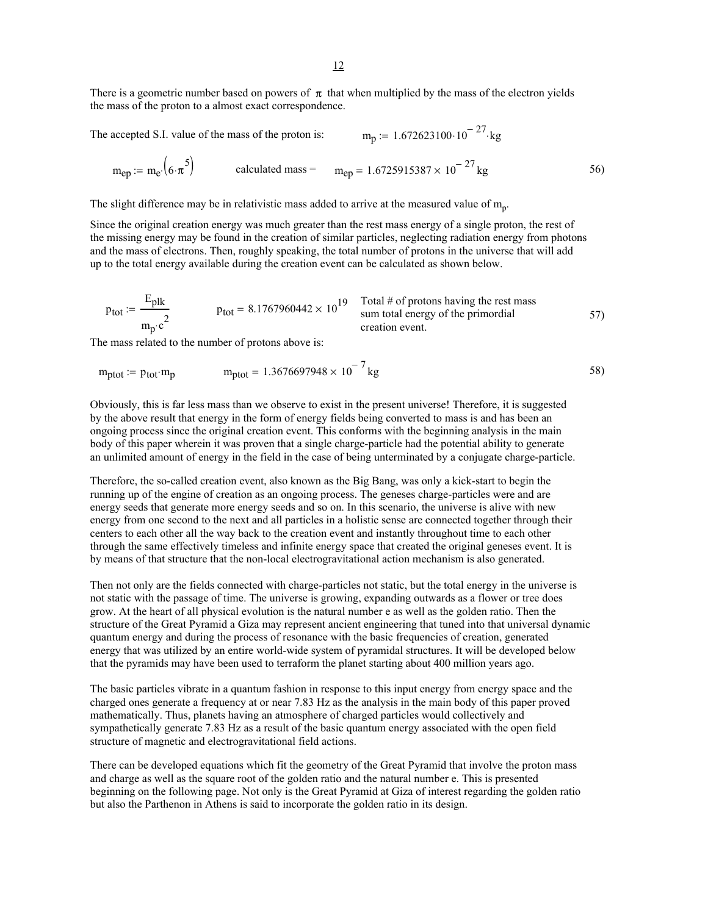There is a geometric number based on powers of $\pi$ that when multiplied by the mass of the electron yields the mass of the proton to a almost exact correspondence.

The accepted S.I. value of the mass of the proton is: $m_p := 1.672623100 \cdot 10^{-27} \cdot kg$

$$m_{ep} := m_e \cdot \left(6 \cdot \pi^5\right) \qquad \text{calculated mass} = \quad m_{ep} = 1.6725915387 \times 10^{-27}\, kg \tag{56}$$

The slight difference may be in relativistic mass added to arrive at the measured value of $m_p$.

Since the original creation energy was much greater than the rest mass energy of a single proton, the rest of the missing energy may be found in the creation of similar particles, neglecting radiation energy from photons and the mass of electrons. Then, roughly speaking, the total number of protons in the universe that will add up to the total energy available during the creation event can be calculated as shown below.

$$p_{tot} := \frac{E_{plk}}{m_p \cdot c^2} \qquad p_{tot} = 8.1767960442 \times 10^{19} \tag{57}$$

Total # of protons having the rest mass sum total energy of the primordial creation event.

The mass related to the number of protons above is:

$$m_{ptot} := p_{tot} \cdot m_p \qquad m_{ptot} = 1.3676697948 \times 10^{-7}\, kg \tag{58}$$

Obviously, this is far less mass than we observe to exist in the present universe! Therefore, it is suggested by the above result that energy in the form of energy fields being converted to mass is and has been an ongoing process since the original creation event. This conforms with the beginning analysis in the main body of this paper wherein it was proven that a single charge-particle had the potential ability to generate an unlimited amount of energy in the field in the case of being unterminated by a conjugate charge-particle.

Therefore, the so-called creation event, also known as the Big Bang, was only a kick-start to begin the running up of the engine of creation as an ongoing process. The geneses charge-particles were and are energy seeds that generate more energy seeds and so on. In this scenario, the universe is alive with new energy from one second to the next and all particles in a holistic sense are connected together through their centers to each other all the way back to the creation event and instantly throughout time to each other through the same effectively timeless and infinite energy space that created the original geneses event. It is by means of that structure that the non-local electrogravitational action mechanism is also generated.

Then not only are the fields connected with charge-particles not static, but the total energy in the universe is not static with the passage of time. The universe is growing, expanding outwards as a flower or tree does grow. At the heart of all physical evolution is the natural number e as well as the golden ratio. Then the structure of the Great Pyramid a Giza may represent ancient engineering that tuned into that universal dynamic quantum energy and during the process of resonance with the basic frequencies of creation, generated energy that was utilized by an entire world-wide system of pyramidal structures. It will be developed below that the pyramids may have been used to terraform the planet starting about 400 million years ago.

The basic particles vibrate in a quantum fashion in response to this input energy from energy space and the charged ones generate a frequency at or near 7.83 Hz as the analysis in the main body of this paper proved mathematically. Thus, planets having an atmosphere of charged particles would collectively and sympathetically generate 7.83 Hz as a result of the basic quantum energy associated with the open field structure of magnetic and electrogravitational field actions.

There can be developed equations which fit the geometry of the Great Pyramid that involve the proton mass and charge as well as the square root of the golden ratio and the natural number e. This is presented beginning on the following page. Not only is the Great Pyramid at Giza of interest regarding the golden ratio but also the Parthenon in Athens is said to incorporate the golden ratio in its design.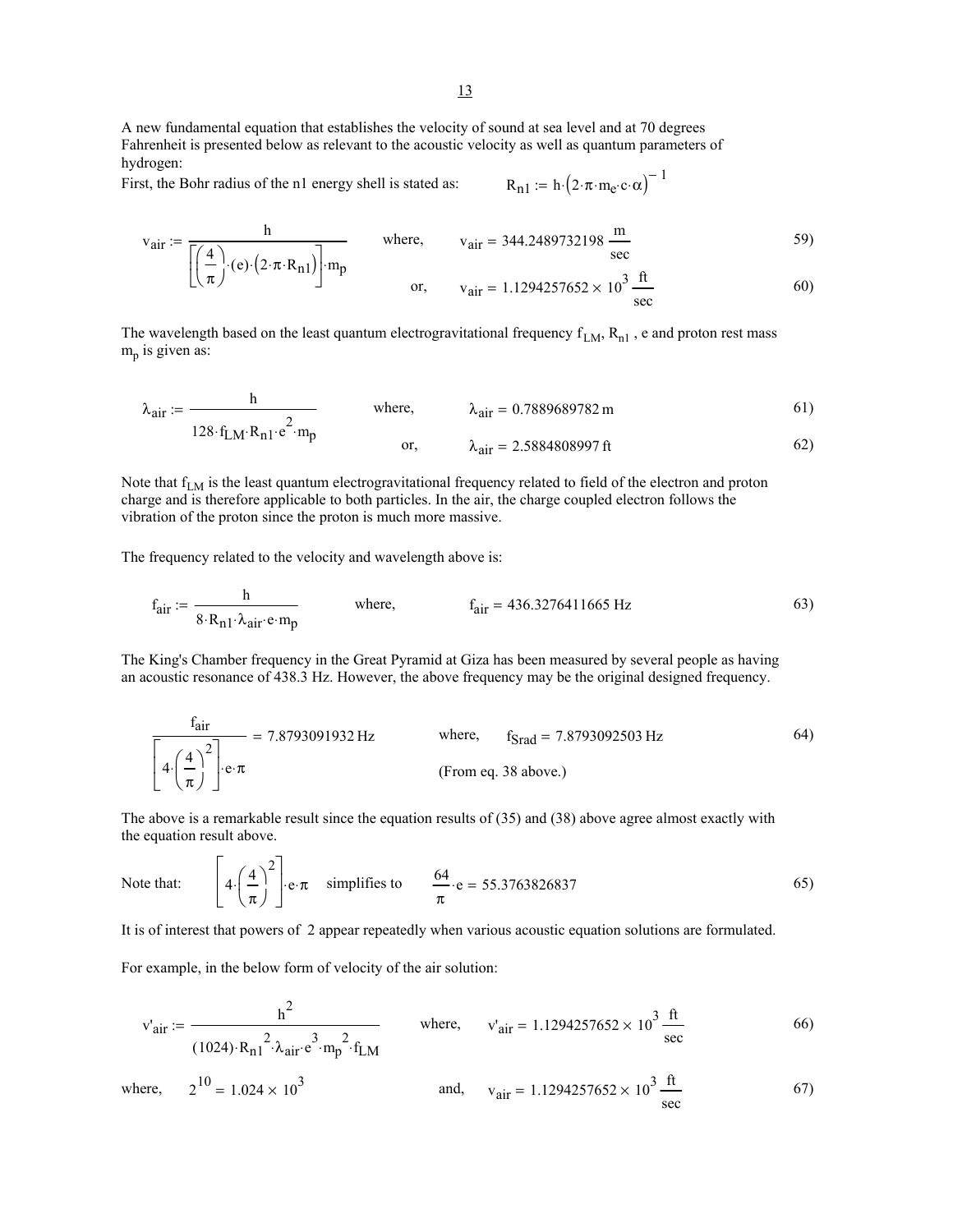A new fundamental equation that establishes the velocity of sound at sea level and at 70 degrees Fahrenheit is presented below as relevant to the acoustic velocity as well as quantum parameters of hydrogen:

First, the Bohr radius of the n1 energy shell is stated as: $R_{n1} := h \cdot \left(2 \cdot \pi \cdot m_e \cdot c \cdot \alpha\right)^{-1}$

$$v_{air} := \frac{h}{\left[\left(\frac{4}{\pi}\right) \cdot (e) \cdot \left(2 \cdot \pi \cdot R_{n1}\right)\right] \cdot m_p} \qquad \text{where,} \qquad v_{air} = 344.2489732198 \, \frac{m}{sec} \qquad 59)$$

$$\text{or,} \qquad v_{air} = 1.1294257652 \times 10^3 \, \frac{ft}{sec} \qquad 60)$$

The wavelength based on the least quantum electrogravitational frequency $f_{LM}$, $R_{n1}$ , e and proton rest mass $m_p$ is given as:

$$\lambda_{air} := \frac{h}{128 \cdot f_{LM} \cdot R_{n1} \cdot e^2 \cdot m_p} \qquad \text{where,} \qquad \lambda_{air} = 0.7889689782 \, m \qquad 61)$$

$$\text{or,} \qquad \lambda_{air} = 2.5884808997 \, ft \qquad 62)$$

Note that $f_{LM}$ is the least quantum electrogravitational frequency related to field of the electron and proton charge and is therefore applicable to both particles. In the air, the charge coupled electron follows the vibration of the proton since the proton is much more massive.

The frequency related to the velocity and wavelength above is:

$$f_{air} := \frac{h}{8 \cdot R_{n1} \cdot \lambda_{air} \cdot e \cdot m_p} \qquad \text{where,} \qquad f_{air} = 436.3276411665 \, Hz \qquad 63)$$

The King's Chamber frequency in the Great Pyramid at Giza has been measured by several people as having an acoustic resonance of 438.3 Hz. However, the above frequency may be the original designed frequency.

$$\frac{f_{air}}{\left[4 \cdot \left(\frac{4}{\pi}\right)^2\right] \cdot e \cdot \pi} = 7.8793091932 \, Hz \qquad \text{where,} \qquad f_{Srad} = 7.8793092503 \, Hz \qquad 64)$$

(From eq. 38 above.)

The above is a remarkable result since the equation results of (35) and (38) above agree almost exactly with the equation result above.

Note that: $\left[4 \cdot \left(\frac{4}{\pi}\right)^2\right] \cdot e \cdot \pi$ simplifies to $\frac{64}{\pi} \cdot e = 55.3763826837$ 65)

It is of interest that powers of 2 appear repeatedly when various acoustic equation solutions are formulated.

For example, in the below form of velocity of the air solution:

$$v'_{air} := \frac{h^2}{(1024) \cdot R_{n1}^2 \cdot \lambda_{air} \cdot e^3 \cdot m_p^2 \cdot f_{LM}} \qquad \text{where,} \qquad v'_{air} = 1.1294257652 \times 10^3 \, \frac{ft}{sec} \qquad 66)$$

where, $2^{10} = 1.024 \times 10^3$ and, $v_{air} = 1.1294257652 \times 10^3 \, \frac{ft}{sec}$ 67)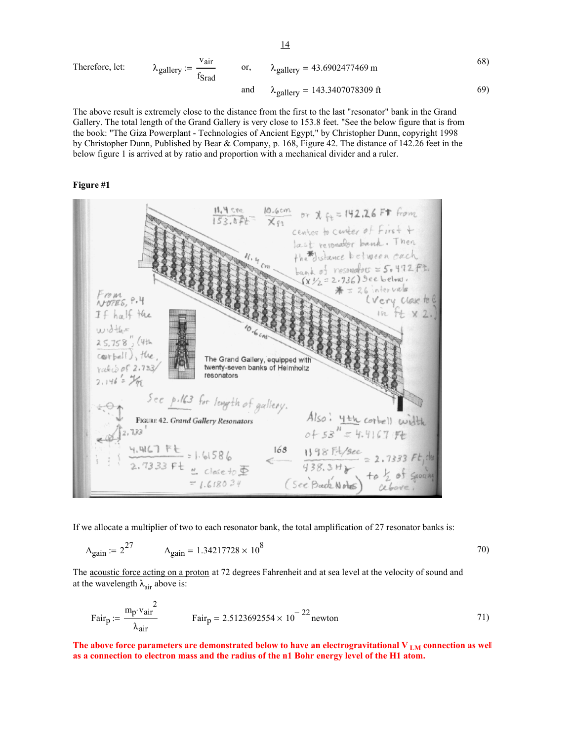Therefore, let: $\lambda_{gallery} := \dfrac{v_{air}}{f_{Srad}}$ or, $\lambda_{gallery} = 43.6902477469\,\text{m}$ (68)

and $\lambda_{gallery} = 143.3407078309\,\text{ft}$ (69)

The above result is extremely close to the distance from the first to the last "resonator" bank in the Grand Gallery. The total length of the Grand Gallery is very close to 153.8 feet. "See the below figure that is from the book: "The Giza Powerplant - Technologies of Ancient Egypt," by Christopher Dunn, copyright 1998 by Christopher Dunn, Published by Bear & Company, p. 168, Figure 42. The distance of 142.26 feet in the below figure 1 is arrived at by ratio and proportion with a mechanical divider and a ruler.

**Figure #1**

If we allocate a multiplier of two to each resonator bank, the total amplification of 27 resonator banks is:

$$A_{gain} := 2^{27} \qquad A_{gain} = 1.34217728 \times 10^{8} \tag{70}$$

The acoustic force acting on a proton at 72 degrees Fahrenheit and at sea level at the velocity of sound and at the wavelength $\lambda_{air}$ above is:

$$Fair_p := \frac{m_p \cdot v_{air}^{\,2}}{\lambda_{air}} \qquad Fair_p = 2.5123692554 \times 10^{-22}\,\text{newton} \tag{71}$$

**The above force parameters are demonstrated below to have an electrogravitational $V_{LM}$ connection as well as a connection to electron mass and the radius of the n1 Bohr energy level of the H1 atom.**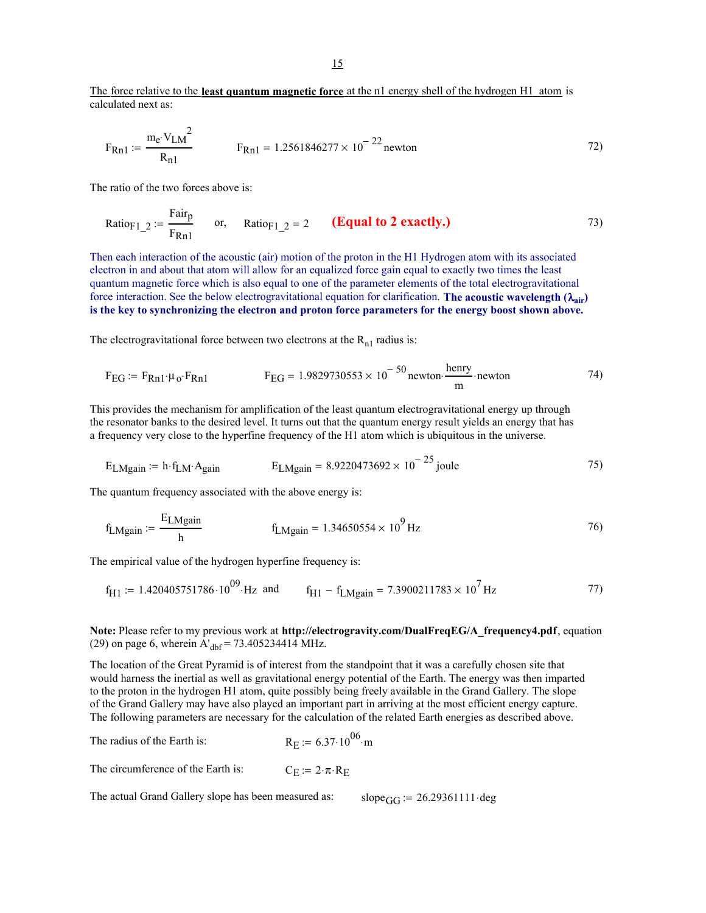The force relative to the **least quantum magnetic force** at the n1 energy shell of the hydrogen H1 atom is calculated next as:

$$F_{Rn1} := \frac{m_e \cdot V_{LM}^2}{R_{n1}} \qquad F_{Rn1} = 1.2561846277 \times 10^{-22}\,\text{newton} \tag{72}$$

The ratio of the two forces above is:

$$Ratio_{F1\_2} := \frac{Fair_p}{F_{Rn1}} \quad \text{or,} \quad Ratio_{F1\_2} = 2 \qquad \textbf{(Equal to 2 exactly.)} \tag{73}$$

Then each interaction of the acoustic (air) motion of the proton in the H1 Hydrogen atom with its associated electron in and about that atom will allow for an equalized force gain equal to exactly two times the least quantum magnetic force which is also equal to one of the parameter elements of the total electrogravitational force interaction. See the below electrogravitational equation for clarification. **The acoustic wavelength ($\lambda_{air}$) is the key to synchronizing the electron and proton force parameters for the energy boost shown above.**

The electrogravitational force between two electrons at the $R_{n1}$ radius is:

$$F_{EG} := F_{Rn1} \cdot \mu_o \cdot F_{Rn1} \qquad F_{EG} = 1.9829730553 \times 10^{-50}\,\text{newton} \cdot \frac{\text{henry}}{\text{m}} \cdot \text{newton} \tag{74}$$

This provides the mechanism for amplification of the least quantum electrogravitational energy up through the resonator banks to the desired level. It turns out that the quantum energy result yields an energy that has a frequency very close to the hyperfine frequency of the H1 atom which is ubiquitous in the universe.

$$E_{LMgain} := h \cdot f_{LM} \cdot A_{gain} \qquad E_{LMgain} = 8.9220473692 \times 10^{-25}\,\text{joule} \tag{75}$$

The quantum frequency associated with the above energy is:

$$f_{LMgain} := \frac{E_{LMgain}}{h} \qquad f_{LMgain} = 1.34650554 \times 10^{9}\,\text{Hz} \tag{76}$$

The empirical value of the hydrogen hyperfine frequency is:

$$f_{H1} := 1.420405751786 \cdot 10^{09} \cdot \text{Hz} \quad \text{and} \quad f_{H1} - f_{LMgain} = 7.3900211783 \times 10^{7}\,\text{Hz} \tag{77}$$

**Note:** Please refer to my previous work at **http://electrogravity.com/DualFreqEG/A_frequency4.pdf**, equation (29) on page 6, wherein $A'_{dbf} = 73.405234414$ MHz.

The location of the Great Pyramid is of interest from the standpoint that it was a carefully chosen site that would harness the inertial as well as gravitational energy potential of the Earth. The energy was then imparted to the proton in the hydrogen H1 atom, quite possibly being freely available in the Grand Gallery. The slope of the Grand Gallery may have also played an important part in arriving at the most efficient energy capture. The following parameters are necessary for the calculation of the related Earth energies as described above.

The radius of the Earth is: $R_E := 6.37 \cdot 10^{06} \cdot \text{m}$

The circumference of the Earth is: $C_E := 2 \cdot \pi \cdot R_E$

The actual Grand Gallery slope has been measured as: $slope_{GG} := 26.29361111 \cdot \text{deg}$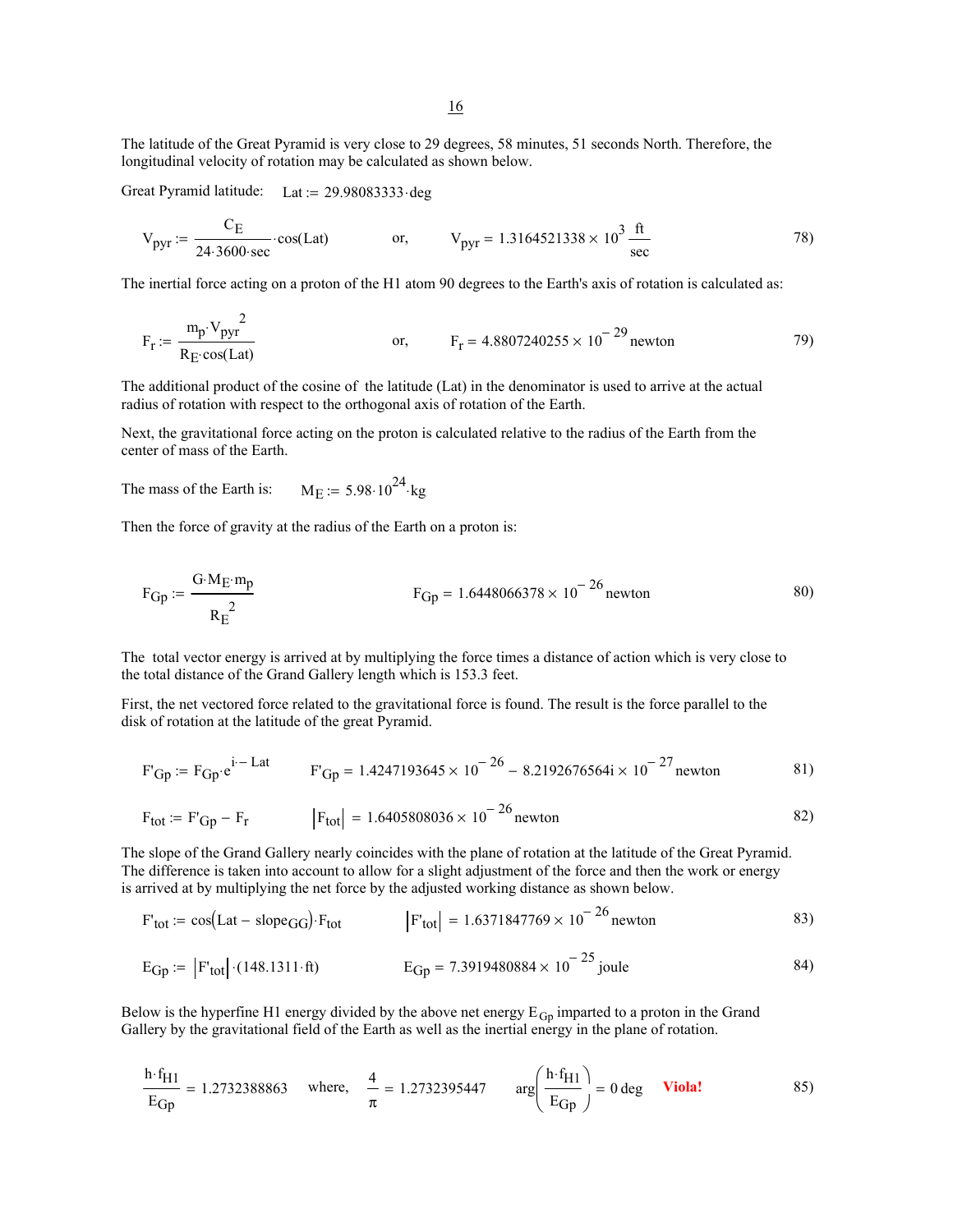The latitude of the Great Pyramid is very close to 29 degrees, 58 minutes, 51 seconds North. Therefore, the longitudinal velocity of rotation may be calculated as shown below.

Great Pyramid latitude: $\quad Lat := 29.98083333 \cdot deg$

$$V_{pyr} := \frac{C_E}{24 \cdot 3600 \cdot sec} \cdot \cos(Lat) \qquad \text{or,} \qquad V_{pyr} = 1.3164521338 \times 10^{3} \, \frac{ft}{sec} \qquad 78)$$

The inertial force acting on a proton of the H1 atom 90 degrees to the Earth's axis of rotation is calculated as:

$$F_r := \frac{m_p \cdot V_{pyr}^{\;2}}{R_E \cdot \cos(Lat)} \qquad \text{or,} \qquad F_r = 4.8807240255 \times 10^{-29} \, newton \qquad 79)$$

The additional product of the cosine of the latitude (Lat) in the denominator is used to arrive at the actual radius of rotation with respect to the orthogonal axis of rotation of the Earth.

Next, the gravitational force acting on the proton is calculated relative to the radius of the Earth from the center of mass of the Earth.

The mass of the Earth is: $\quad M_E := 5.98 \cdot 10^{24} \cdot kg$

Then the force of gravity at the radius of the Earth on a proton is:

$$F_{Gp} := \frac{G \cdot M_E \cdot m_p}{R_E^{\;2}} \qquad F_{Gp} = 1.6448066378 \times 10^{-26} \, newton \qquad 80)$$

The total vector energy is arrived at by multiplying the force times a distance of action which is very close to the total distance of the Grand Gallery length which is 153.3 feet.

First, the net vectored force related to the gravitational force is found. The result is the force parallel to the disk of rotation at the latitude of the great Pyramid.

$$F'_{Gp} := F_{Gp} \cdot e^{i \cdot - Lat} \qquad F'_{Gp} = 1.4247193645 \times 10^{-26} - 8.2192676564i \times 10^{-27} \, newton \qquad 81)$$

$$F_{tot} := F'_{Gp} - F_r \qquad \left|F_{tot}\right| = 1.6405808036 \times 10^{-26} \, newton \qquad 82)$$

The slope of the Grand Gallery nearly coincides with the plane of rotation at the latitude of the Great Pyramid. The difference is taken into account to allow for a slight adjustment of the force and then the work or energy is arrived at by multiplying the net force by the adjusted working distance as shown below.

$$F'_{tot} := \cos\left(Lat - slope_{GG}\right) \cdot F_{tot} \qquad \left|F'_{tot}\right| = 1.6371847769 \times 10^{-26} \, newton \qquad 83)$$

$$E_{Gp} := \left|F'_{tot}\right| \cdot (148.1311 \cdot ft) \qquad E_{Gp} = 7.3919480884 \times 10^{-25} \, joule \qquad 84)$$

Below is the hyperfine H1 energy divided by the above net energy $E_{Gp}$ imparted to a proton in the Grand Gallery by the gravitational field of the Earth as well as the inertial energy in the plane of rotation.

$$\frac{h \cdot f_{H1}}{E_{Gp}} = 1.2732388863 \qquad \text{where,} \quad \frac{4}{\pi} = 1.2732395447 \qquad \arg\left(\frac{h \cdot f_{H1}}{E_{Gp}}\right) = 0 \, deg \qquad \textbf{Viola!} \qquad 85)$$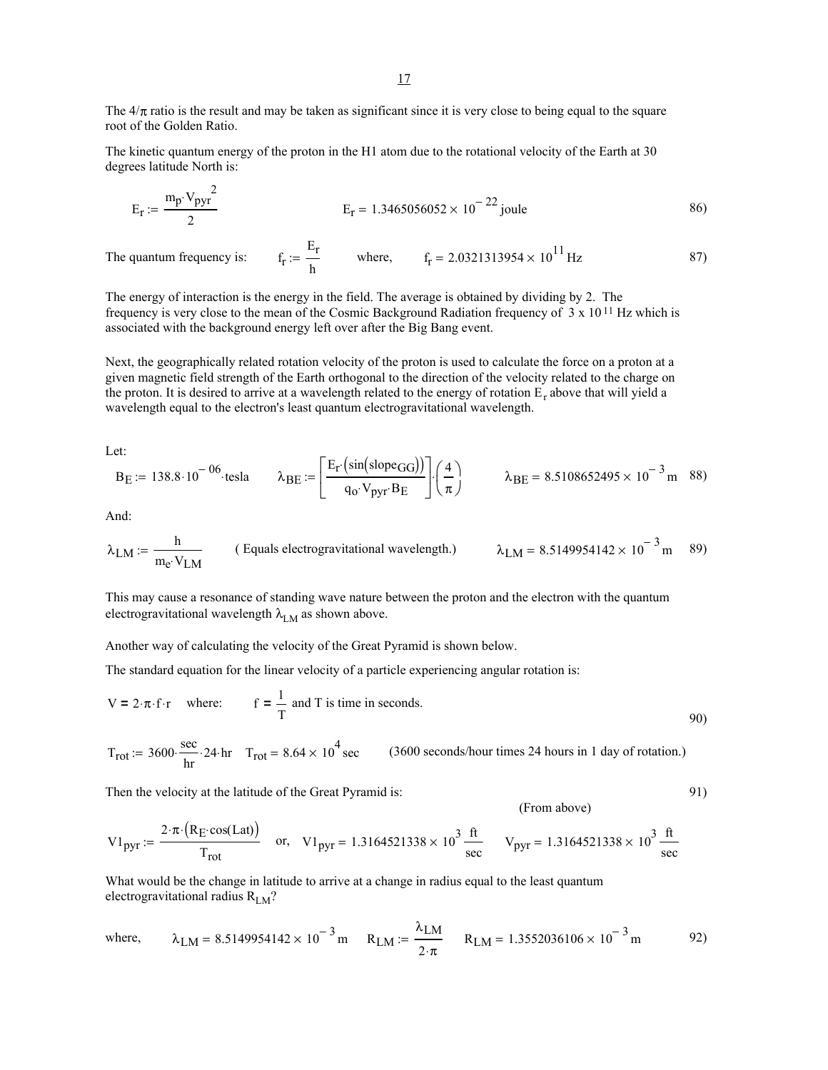The $4/\pi$ ratio is the result and may be taken as significant since it is very close to being equal to the square root of the Golden Ratio.

The kinetic quantum energy of the proton in the H1 atom due to the rotational velocity of the Earth at 30 degrees latitude North is:

$$E_r := \frac{m_p \cdot V_{pyr}^2}{2} \qquad E_r = 1.3465056052 \times 10^{-22}\,\text{joule} \tag{86}$$

The quantum frequency is: $f_r := \frac{E_r}{h}$ where, $f_r = 2.0321313954 \times 10^{11}\,\text{Hz}$ (87)

The energy of interaction is the energy in the field. The average is obtained by dividing by 2. The frequency is very close to the mean of the Cosmic Background Radiation frequency of $3 \times 10^{11}$ Hz which is associated with the background energy left over after the Big Bang event.

Next, the geographically related rotation velocity of the proton is used to calculate the force on a proton at a given magnetic field strength of the Earth orthogonal to the direction of the velocity related to the charge on the proton. It is desired to arrive at a wavelength related to the energy of rotation $E_r$ above that will yield a wavelength equal to the electron's least quantum electrogravitational wavelength.

Let:

$$B_E := 138.8 \cdot 10^{-06} \cdot \text{tesla} \qquad \lambda_{BE} := \left[\frac{E_r \cdot \left(\sin\left(slope_{GG}\right)\right)}{q_o \cdot V_{pyr} \cdot B_E}\right] \cdot \left(\frac{4}{\pi}\right) \qquad \lambda_{BE} = 8.5108652495 \times 10^{-3}\,\text{m} \tag{88}$$

And:

$$\lambda_{LM} := \frac{h}{m_e \cdot V_{LM}} \quad \text{( Equals electrogravitational wavelength.)} \quad \lambda_{LM} = 8.5149954142 \times 10^{-3}\,\text{m} \tag{89}$$

This may cause a resonance of standing wave nature between the proton and the electron with the quantum electrogravitational wavelength $\lambda_{LM}$ as shown above.

Another way of calculating the velocity of the Great Pyramid is shown below.

The standard equation for the linear velocity of a particle experiencing angular rotation is:

$$V = 2 \cdot \pi \cdot f \cdot r \quad \text{where:} \quad f = \frac{1}{T} \text{ and T is time in seconds.} \tag{90}$$

$$T_{rot} := 3600 \cdot \frac{\text{sec}}{\text{hr}} \cdot 24 \cdot \text{hr} \qquad T_{rot} = 8.64 \times 10^{4}\,\text{sec}$$

(3600 seconds/hour times 24 hours in 1 day of rotation.)

Then the velocity at the latitude of the Great Pyramid is: (91)

(From above)

$$V1_{pyr} := \frac{2 \cdot \pi \cdot \left(R_E \cdot \cos(Lat)\right)}{T_{rot}} \quad \text{or,} \quad V1_{pyr} = 1.3164521338 \times 10^{3}\,\frac{\text{ft}}{\text{sec}} \qquad V_{pyr} = 1.3164521338 \times 10^{3}\,\frac{\text{ft}}{\text{sec}}$$

What would be the change in latitude to arrive at a change in radius equal to the least quantum electrogravitational radius $R_{LM}$?

$$\text{where,} \quad \lambda_{LM} = 8.5149954142 \times 10^{-3}\,\text{m} \qquad R_{LM} := \frac{\lambda_{LM}}{2 \cdot \pi} \qquad R_{LM} = 1.3552036106 \times 10^{-3}\,\text{m} \tag{92}$$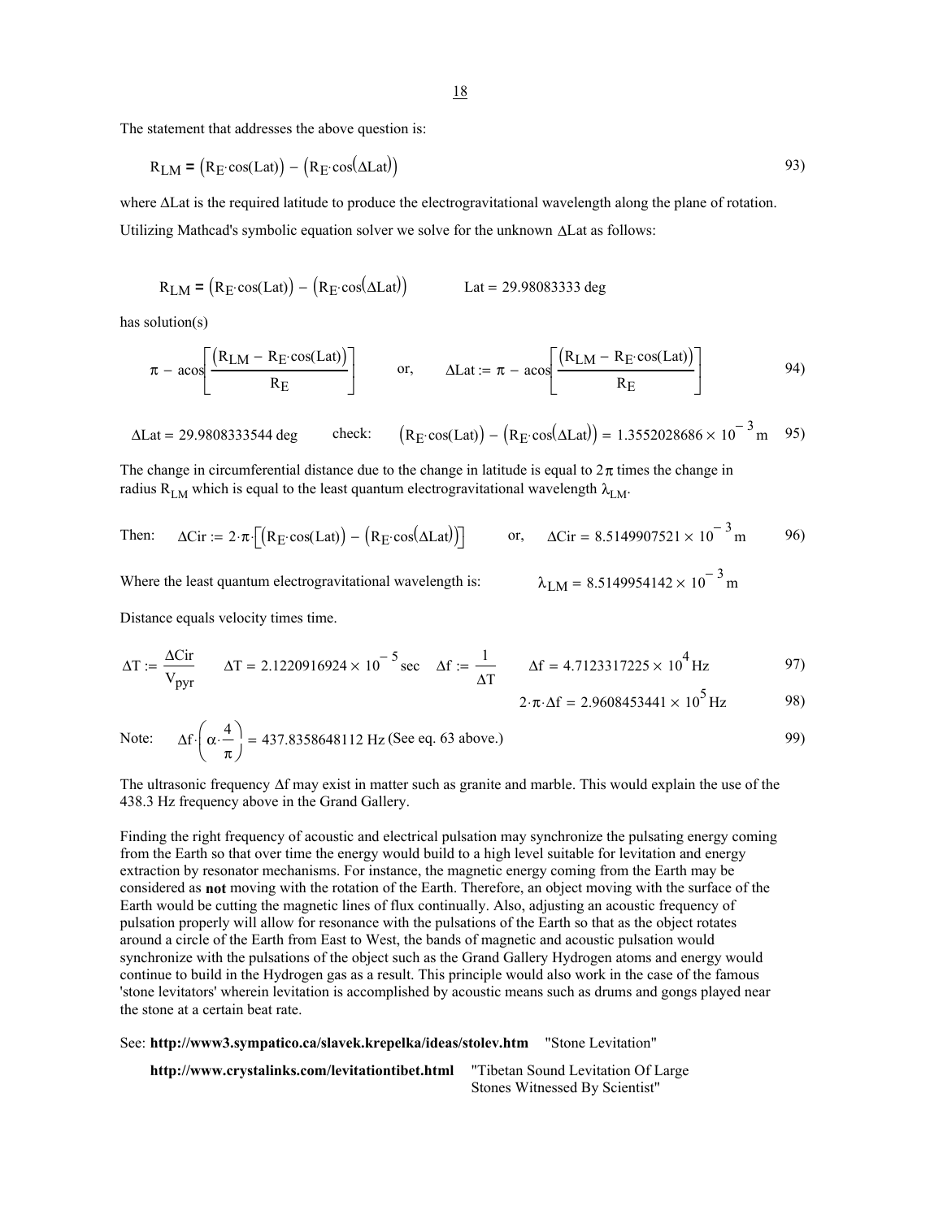The statement that addresses the above question is:

$$R_{LM} = \left(R_E \cdot \cos(\text{Lat})\right) - \left(R_E \cdot \cos(\Delta\text{Lat})\right) \quad 93)$$

where ΔLat is the required latitude to produce the electrogravitational wavelength along the plane of rotation.

Utilizing Mathcad's symbolic equation solver we solve for the unknown ΔLat as follows:

$$R_{LM} = \left(R_E \cdot \cos(\text{Lat})\right) - \left(R_E \cdot \cos(\Delta\text{Lat})\right) \qquad \text{Lat} = 29.98083333 \text{ deg}$$

has solution(s)

$$\pi - \text{acos}\left[\frac{\left(R_{LM} - R_E \cdot \cos(\text{Lat})\right)}{R_E}\right] \qquad \text{or,} \qquad \Delta\text{Lat} := \pi - \text{acos}\left[\frac{\left(R_{LM} - R_E \cdot \cos(\text{Lat})\right)}{R_E}\right] \quad 94)$$

$$\Delta\text{Lat} = 29.9808333544 \text{ deg} \qquad \text{check:} \quad \left(R_E \cdot \cos(\text{Lat})\right) - \left(R_E \cdot \cos(\Delta\text{Lat})\right) = 1.3552028686 \times 10^{-3} \text{ m} \quad 95)$$

The change in circumferential distance due to the change in latitude is equal to $2\pi$ times the change in radius $R_{LM}$ which is equal to the least quantum electrogravitational wavelength $\lambda_{LM}$.

$$\text{Then:} \quad \Delta\text{Cir} := 2 \cdot \pi \cdot \left[\left(R_E \cdot \cos(\text{Lat})\right) - \left(R_E \cdot \cos(\Delta\text{Lat})\right)\right] \qquad \text{or,} \quad \Delta\text{Cir} = 8.5149907521 \times 10^{-3} \text{ m} \quad 96)$$

Where the least quantum electrogravitational wavelength is: $\lambda_{LM} = 8.5149954142 \times 10^{-3} \text{ m}$

Distance equals velocity times time.

$$\Delta T := \frac{\Delta\text{Cir}}{V_{pyr}} \qquad \Delta T = 2.1220916924 \times 10^{-5} \text{ sec} \qquad \Delta f := \frac{1}{\Delta T} \qquad \Delta f = 4.7123317225 \times 10^{4} \text{ Hz} \quad 97)$$

$$2 \cdot \pi \cdot \Delta f = 2.9608453441 \times 10^{5} \text{ Hz} \quad 98)$$

Note: $\Delta f \cdot \left(\alpha \cdot \dfrac{4}{\pi}\right) = 437.8358648112 \text{ Hz}$ (See eq. 63 above.) 99)

The ultrasonic frequency Δf may exist in matter such as granite and marble. This would explain the use of the 438.3 Hz frequency above in the Grand Gallery.

Finding the right frequency of acoustic and electrical pulsation may synchronize the pulsating energy coming from the Earth so that over time the energy would build to a high level suitable for levitation and energy extraction by resonator mechanisms. For instance, the magnetic energy coming from the Earth may be considered as **not** moving with the rotation of the Earth. Therefore, an object moving with the surface of the Earth would be cutting the magnetic lines of flux continually. Also, adjusting an acoustic frequency of pulsation properly will allow for resonance with the pulsations of the Earth so that as the object rotates around a circle of the Earth from East to West, the bands of magnetic and acoustic pulsation would synchronize with the pulsations of the object such as the Grand Gallery Hydrogen atoms and energy would continue to build in the Hydrogen gas as a result. This principle would also work in the case of the famous 'stone levitators' wherein levitation is accomplished by acoustic means such as drums and gongs played near the stone at a certain beat rate.

See: **http://www3.sympatico.ca/slavek.krepelka/ideas/stolev.htm** "Stone Levitation"

**http://www.crystalinks.com/levitationtibet.html** "Tibetan Sound Levitation Of Large Stones Witnessed By Scientist"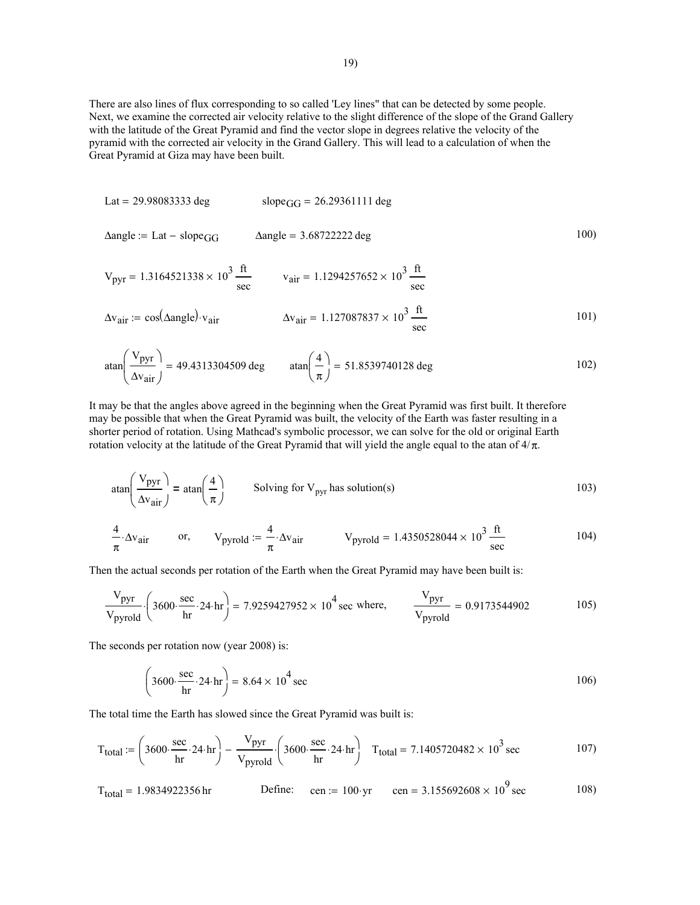There are also lines of flux corresponding to so called 'Ley lines" that can be detected by some people. Next, we examine the corrected air velocity relative to the slight difference of the slope of the Grand Gallery with the latitude of the Great Pyramid and find the vector slope in degrees relative the velocity of the pyramid with the corrected air velocity in the Grand Gallery. This will lead to a calculation of when the Great Pyramid at Giza may have been built.

$$\text{Lat} = 29.98083333\ \text{deg} \qquad \text{slope}_{GG} = 26.29361111\ \text{deg}$$

$$\Delta\text{angle} := \text{Lat} - \text{slope}_{GG} \qquad \Delta\text{angle} = 3.68722222\ \text{deg} \tag{100}$$

$$V_{pyr} = 1.3164521338 \times 10^{3}\ \frac{\text{ft}}{\text{sec}} \qquad v_{air} = 1.1294257652 \times 10^{3}\ \frac{\text{ft}}{\text{sec}}$$

$$\Delta v_{air} := \cos(\Delta\text{angle}) \cdot v_{air} \qquad \Delta v_{air} = 1.127087837 \times 10^{3}\ \frac{\text{ft}}{\text{sec}} \tag{101}$$

$$\text{atan}\left(\frac{V_{pyr}}{\Delta v_{air}}\right) = 49.4313304509\ \text{deg} \qquad \text{atan}\left(\frac{4}{\pi}\right) = 51.8539740128\ \text{deg} \tag{102}$$

It may be that the angles above agreed in the beginning when the Great Pyramid was first built. It therefore may be possible that when the Great Pyramid was built, the velocity of the Earth was faster resulting in a shorter period of rotation. Using Mathcad's symbolic processor, we can solve for the old or original Earth rotation velocity at the latitude of the Great Pyramid that will yield the angle equal to the atan of $4/\pi$.

$$\text{atan}\left(\frac{V_{pyr}}{\Delta v_{air}}\right) = \text{atan}\left(\frac{4}{\pi}\right) \qquad \text{Solving for } V_{pyr} \text{ has solution(s)} \tag{103}$$

$$\frac{4}{\pi} \cdot \Delta v_{air} \qquad \text{or,} \qquad V_{pyrold} := \frac{4}{\pi} \cdot \Delta v_{air} \qquad V_{pyrold} = 1.4350528044 \times 10^{3}\ \frac{\text{ft}}{\text{sec}} \tag{104}$$

Then the actual seconds per rotation of the Earth when the Great Pyramid may have been built is:

$$\frac{V_{pyr}}{V_{pyrold}} \cdot \left(3600 \cdot \frac{\text{sec}}{\text{hr}} \cdot 24 \cdot \text{hr}\right) = 7.9259427952 \times 10^{4}\ \text{sec} \ \text{where,} \qquad \frac{V_{pyr}}{V_{pyrold}} = 0.9173544902 \tag{105}$$

The seconds per rotation now (year 2008) is:

$$\left(3600 \cdot \frac{\text{sec}}{\text{hr}} \cdot 24 \cdot \text{hr}\right) = 8.64 \times 10^{4}\ \text{sec} \tag{106}$$

The total time the Earth has slowed since the Great Pyramid was built is:

$$T_{total} := \left(3600 \cdot \frac{\text{sec}}{\text{hr}} \cdot 24 \cdot \text{hr}\right) - \frac{V_{pyr}}{V_{pyrold}} \cdot \left(3600 \cdot \frac{\text{sec}}{\text{hr}} \cdot 24 \cdot \text{hr}\right) \qquad T_{total} = 7.1405720482 \times 10^{3}\ \text{sec} \tag{107}$$

$$T_{total} = 1.9834922356\ \text{hr} \qquad \text{Define:} \quad \text{cen} := 100 \cdot \text{yr} \qquad \text{cen} = 3.155692608 \times 10^{9}\ \text{sec} \tag{108}$$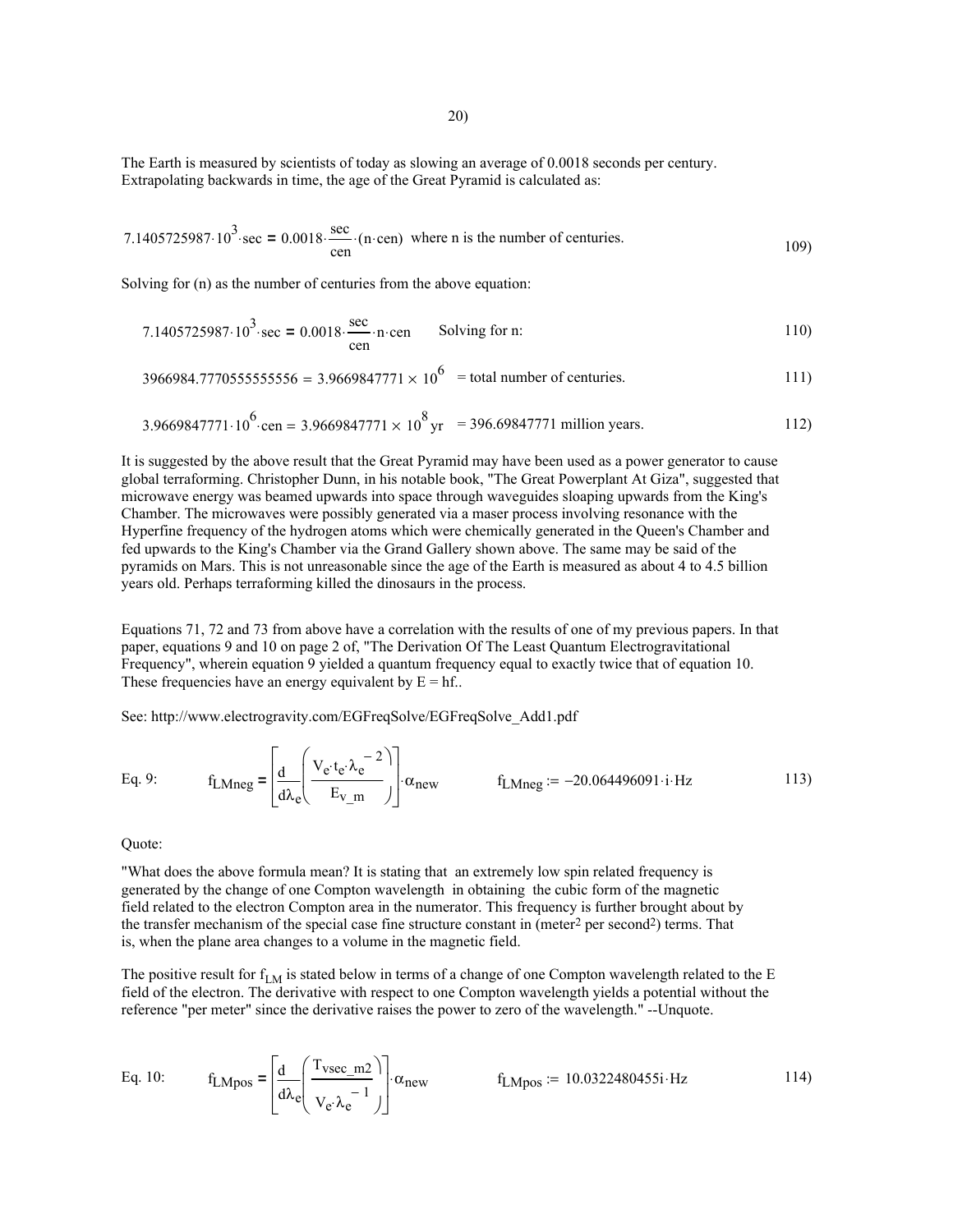The Earth is measured by scientists of today as slowing an average of 0.0018 seconds per century. Extrapolating backwards in time, the age of the Great Pyramid is calculated as:

$$7.1405725987 \cdot 10^{3} \cdot \text{sec} = 0.0018 \cdot \frac{\text{sec}}{\text{cen}} \cdot (n \cdot \text{cen}) \quad \text{where n is the number of centuries.} \qquad 109)$$

Solving for (n) as the number of centuries from the above equation:

$$7.1405725987 \cdot 10^{3} \cdot \text{sec} = 0.0018 \cdot \frac{\text{sec}}{\text{cen}} \cdot n \cdot \text{cen} \qquad \text{Solving for n:} \qquad 110)$$

$$3966984.7770555555556 = 3.9669847771 \times 10^{6} \quad = \text{total number of centuries.} \qquad 111)$$

$$3.9669847771 \cdot 10^{6} \cdot \text{cen} = 3.9669847771 \times 10^{8}\,\text{yr} \quad = 396.69847771 \text{ million years.} \qquad 112)$$

It is suggested by the above result that the Great Pyramid may have been used as a power generator to cause global terraforming. Christopher Dunn, in his notable book, "The Great Powerplant At Giza", suggested that microwave energy was beamed upwards into space through waveguides sloaping upwards from the King's Chamber. The microwaves were possibly generated via a maser process involving resonance with the Hyperfine frequency of the hydrogen atoms which were chemically generated in the Queen's Chamber and fed upwards to the King's Chamber via the Grand Gallery shown above. The same may be said of the pyramids on Mars. This is not unreasonable since the age of the Earth is measured as about 4 to 4.5 billion years old. Perhaps terraforming killed the dinosaurs in the process.

Equations 71, 72 and 73 from above have a correlation with the results of one of my previous papers. In that paper, equations 9 and 10 on page 2 of, "The Derivation Of The Least Quantum Electrogravitational Frequency", wherein equation 9 yielded a quantum frequency equal to exactly twice that of equation 10. These frequencies have an energy equivalent by E = hf..

See: http://www.electrogravity.com/EGFreqSolve/EGFreqSolve_Add1.pdf

$$\text{Eq. 9:} \qquad f_{LMneg} = \left[\frac{d}{d\lambda_e}\left(\frac{V_e \cdot t_e \cdot \lambda_e^{-2}}{E_{v\_m}}\right)\right] \cdot \alpha_{new} \qquad f_{LMneg} := -20.064496091 \cdot i \cdot \text{Hz} \qquad 113)$$

Quote:

"What does the above formula mean? It is stating that an extremely low spin related frequency is generated by the change of one Compton wavelength in obtaining the cubic form of the magnetic field related to the electron Compton area in the numerator. This frequency is further brought about by the transfer mechanism of the special case fine structure constant in (meter$^2$ per second$^2$) terms. That is, when the plane area changes to a volume in the magnetic field.

The positive result for $f_{LM}$ is stated below in terms of a change of one Compton wavelength related to the E field of the electron. The derivative with respect to one Compton wavelength yields a potential without the reference "per meter" since the derivative raises the power to zero of the wavelength." --Unquote.

$$\text{Eq. 10:} \qquad f_{LMpos} = \left[\frac{d}{d\lambda_e}\left(\frac{T_{vsec\_m2}}{V_e \cdot \lambda_e^{-1}}\right)\right] \cdot \alpha_{new} \qquad f_{LMpos} := 10.0322480455i \cdot \text{Hz} \qquad 114)$$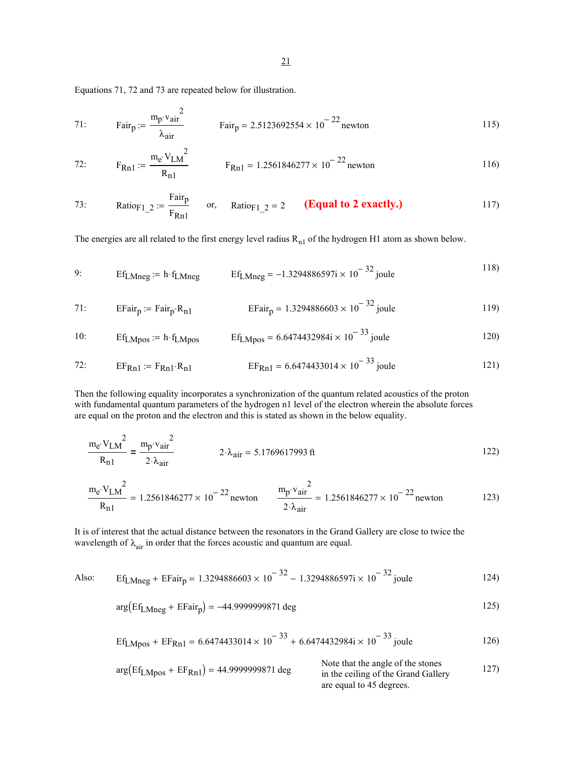Equations 71, 72 and 73 are repeated below for illustration.

$$71: \quad Fair_p := \frac{m_p \cdot v_{air}^2}{\lambda_{air}} \qquad Fair_p = 2.5123692554 \times 10^{-22} \text{ newton} \qquad 115)$$

$$72: \quad F_{Rn1} := \frac{m_e \cdot V_{LM}^2}{R_{n1}} \qquad F_{Rn1} = 1.2561846277 \times 10^{-22} \text{ newton} \qquad 116)$$

$$73: \quad Ratio_{F1\_2} := \frac{Fair_p}{F_{Rn1}} \quad \text{or,} \quad Ratio_{F1\_2} = 2 \qquad 117)$$

**(Equal to 2 exactly.)**

The energies are all related to the first energy level radius $R_{n1}$ of the hydrogen H1 atom as shown below.

$$9: \quad Ef_{LMneg} := h \cdot f_{LMneg} \qquad Ef_{LMneg} = -1.3294886597i \times 10^{-32} \text{ joule} \qquad 118)$$

$$71: \quad EFair_p := Fair_p \cdot R_{n1} \qquad EFair_p = 1.3294886603 \times 10^{-32} \text{ joule} \qquad 119)$$

$$10: \quad Ef_{LMpos} := h \cdot f_{LMpos} \qquad Ef_{LMpos} = 6.6474432984i \times 10^{-33} \text{ joule} \qquad 120)$$

$$72: \quad EF_{Rn1} := F_{Rn1} \cdot R_{n1} \qquad EF_{Rn1} = 6.6474433014 \times 10^{-33} \text{ joule} \qquad 121)$$

Then the following equality incorporates a synchronization of the quantum related acoustics of the proton with fundamental quantum parameters of the hydrogen n1 level of the electron wherein the absolute forces are equal on the proton and the electron and this is stated as shown in the below equality.

$$\frac{m_e \cdot V_{LM}^2}{R_{n1}} = \frac{m_p \cdot v_{air}^2}{2 \cdot \lambda_{air}} \qquad 2 \cdot \lambda_{air} = 5.1769617993 \text{ ft} \qquad 122)$$

$$\frac{m_e \cdot V_{LM}^2}{R_{n1}} = 1.2561846277 \times 10^{-22} \text{ newton} \qquad \frac{m_p \cdot v_{air}^2}{2 \cdot \lambda_{air}} = 1.2561846277 \times 10^{-22} \text{ newton} \qquad 123)$$

It is of interest that the actual distance between the resonators in the Grand Gallery are close to twice the wavelength of $\lambda_{air}$ in order that the forces acoustic and quantum are equal.

Also:

$$Ef_{LMneg} + EFair_p = 1.3294886603 \times 10^{-32} - 1.3294886597i \times 10^{-32} \text{ joule} \qquad 124)$$

$$\arg(Ef_{LMneg} + EFair_p) = -44.9999999871 \text{ deg} \qquad 125)$$

$$Ef_{LMpos} + EF_{Rn1} = 6.6474433014 \times 10^{-33} + 6.6474432984i \times 10^{-33} \text{ joule} \qquad 126)$$

$$\arg(Ef_{LMpos} + EF_{Rn1}) = 44.9999999871 \text{ deg} \qquad 127)$$

Note that the angle of the stones in the ceiling of the Grand Gallery are equal to 45 degrees.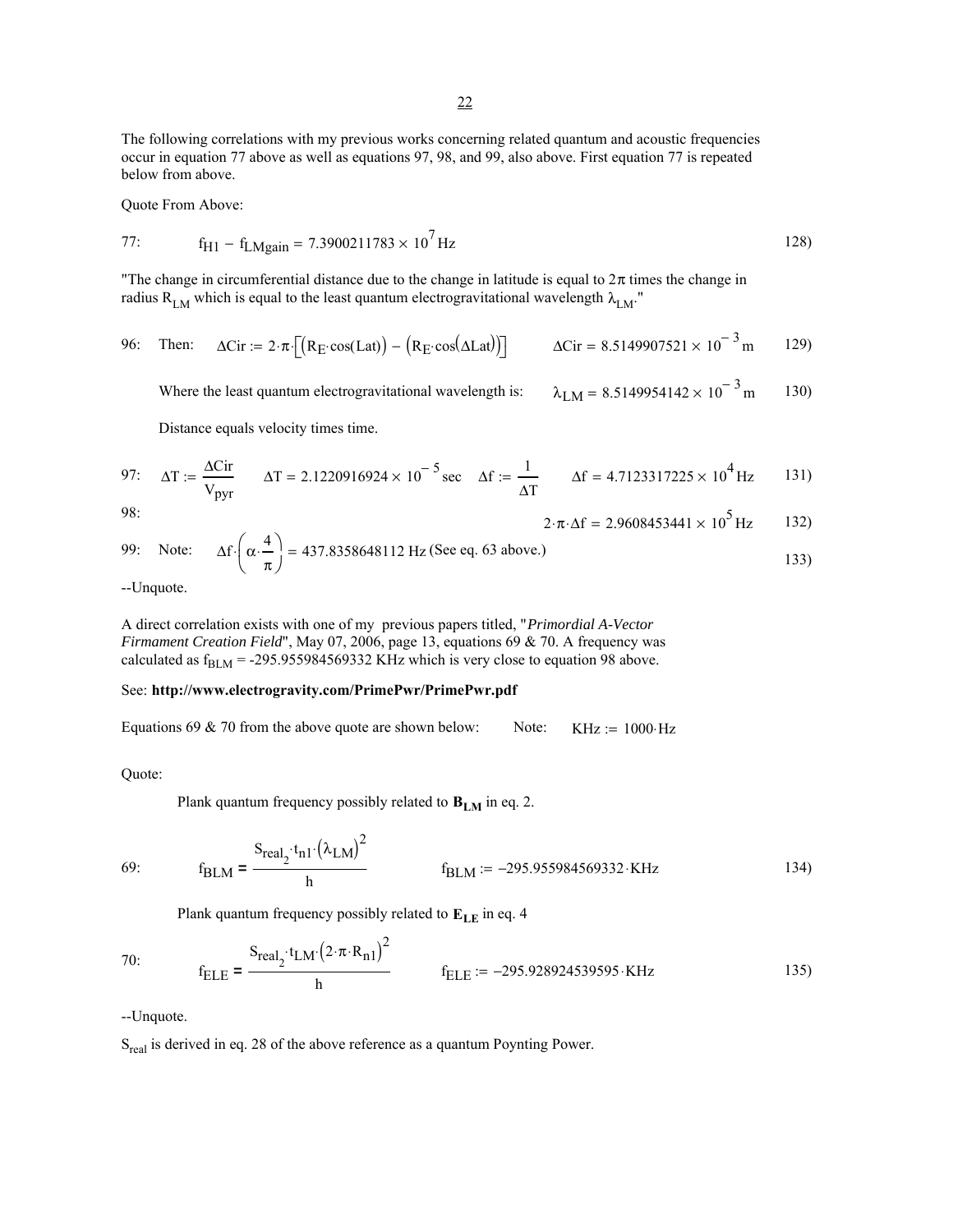The following correlations with my previous works concerning related quantum and acoustic frequencies occur in equation 77 above as well as equations 97, 98, and 99, also above. First equation 77 is repeated below from above.

Quote From Above:

77: $$f_{H1} - f_{LMgain} = 7.3900211783 \times 10^{7}\,\text{Hz} \qquad 128)$$

"The change in circumferential distance due to the change in latitude is equal to $2\pi$ times the change in radius $R_{LM}$ which is equal to the least quantum electrogravitational wavelength $\lambda_{LM}$."

96: Then: $$\Delta Cir := 2\cdot\pi\cdot\left[\left(R_E\cdot\cos(Lat)\right) - \left(R_E\cdot\cos(\Delta Lat)\right)\right] \qquad \Delta Cir = 8.5149907521 \times 10^{-3}\,\text{m} \qquad 129)$$

Where the least quantum electrogravitational wavelength is: $$\lambda_{LM} = 8.5149954142 \times 10^{-3}\,\text{m} \qquad 130)$$

Distance equals velocity times time.

97: $$\Delta T := \frac{\Delta Cir}{V_{pyr}} \qquad \Delta T = 2.1220916924 \times 10^{-5}\,\text{sec} \qquad \Delta f := \frac{1}{\Delta T} \qquad \Delta f = 4.7123317225 \times 10^{4}\,\text{Hz} \qquad 131)$$

98: $$2\cdot\pi\cdot\Delta f = 2.9608453441 \times 10^{5}\,\text{Hz} \qquad 132)$$

99: Note: $$\Delta f\cdot\left(\alpha\cdot\frac{4}{\pi}\right) = 437.8358648112\,\text{Hz} \text{ (See eq. 63 above.)} \qquad 133)$$

--Unquote.

A direct correlation exists with one of my previous papers titled, "*Primordial A-Vector Firmament Creation Field*", May 07, 2006, page 13, equations 69 & 70. A frequency was calculated as $f_{BLM}$ = -295.955984569332 KHz which is very close to equation 98 above.

See: **http://www.electrogravity.com/PrimePwr/PrimePwr.pdf**

Equations 69 & 70 from the above quote are shown below: Note: $KHz := 1000\cdot Hz$

Quote:

Plank quantum frequency possibly related to $\mathbf{B_{LM}}$ in eq. 2.

69: $$f_{BLM} = \frac{S_{real_2}\cdot t_{n1}\cdot\left(\lambda_{LM}\right)^2}{h} \qquad f_{BLM} := -295.955984569332\cdot KHz \qquad 134)$$

Plank quantum frequency possibly related to $\mathbf{E_{LE}}$ in eq. 4

70: $$f_{ELE} = \frac{S_{real_2}\cdot t_{LM}\cdot\left(2\cdot\pi\cdot R_{n1}\right)^2}{h} \qquad f_{ELE} := -295.928924539595\cdot KHz \qquad 135)$$

--Unquote.

$S_{real}$ is derived in eq. 28 of the above reference as a quantum Poynting Power.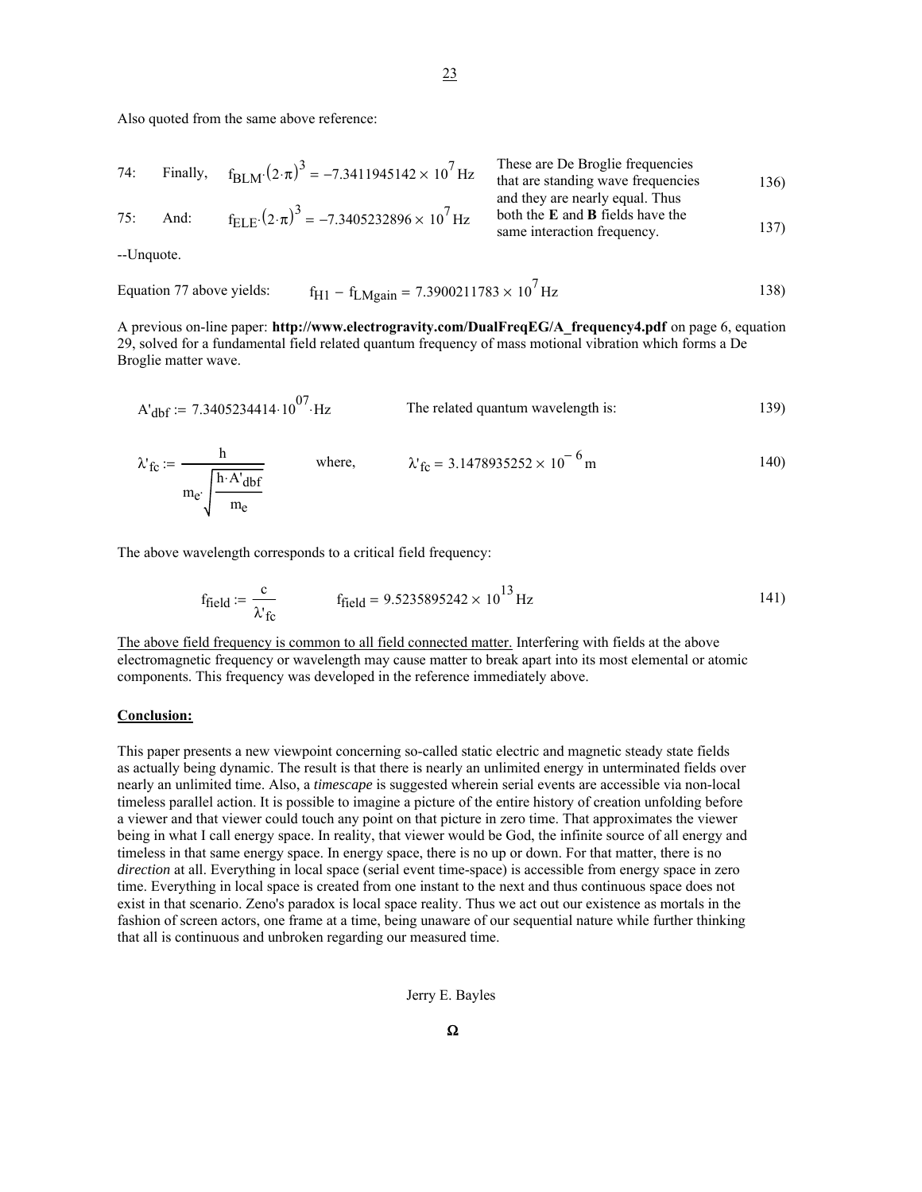Also quoted from the same above reference:

74: Finally, $f_{BLM} \cdot (2 \cdot \pi)^3 = -7.3411945142 \times 10^7 \, Hz$ (136)

75: And: $f_{ELE} \cdot (2 \cdot \pi)^3 = -7.3405232896 \times 10^7 \, Hz$ (137)

These are De Broglie frequencies that are standing wave frequencies and they are nearly equal. Thus both the **E** and **B** fields have the same interaction frequency.

--Unquote.

Equation 77 above yields: $f_{H1} - f_{LMgain} = 7.3900211783 \times 10^7 \, Hz$ (138)

A previous on-line paper: **http://www.electrogravity.com/DualFreqEG/A_frequency4.pdf** on page 6, equation 29, solved for a fundamental field related quantum frequency of mass motional vibration which forms a De Broglie matter wave.

$$A'_{dbf} := 7.3405234414 \cdot 10^{07} \cdot Hz \qquad \text{The related quantum wavelength is:} \tag{139}$$

$$\lambda'_{fc} := \frac{h}{m_e \cdot \sqrt{\frac{h \cdot A'_{dbf}}{m_e}}} \qquad \text{where,} \qquad \lambda'_{fc} = 3.1478935252 \times 10^{-6} \, m \tag{140}$$

The above wavelength corresponds to a critical field frequency:

$$f_{field} := \frac{c}{\lambda'_{fc}} \qquad f_{field} = 9.5235895242 \times 10^{13} \, Hz \tag{141}$$

The above field frequency is common to all field connected matter. Interfering with fields at the above electromagnetic frequency or wavelength may cause matter to break apart into its most elemental or atomic components. This frequency was developed in the reference immediately above.

**Conclusion:**

This paper presents a new viewpoint concerning so-called static electric and magnetic steady state fields as actually being dynamic. The result is that there is nearly an unlimited energy in unterminated fields over nearly an unlimited time. Also, a *timescape* is suggested wherein serial events are accessible via non-local timeless parallel action. It is possible to imagine a picture of the entire history of creation unfolding before a viewer and that viewer could touch any point on that picture in zero time. That approximates the viewer being in what I call energy space. In reality, that viewer would be God, the infinite source of all energy and timeless in that same energy space. In energy space, there is no up or down. For that matter, there is no *direction* at all. Everything in local space (serial event time-space) is accessible from energy space in zero time. Everything in local space is created from one instant to the next and thus continuous space does not exist in that scenario. Zeno's paradox is local space reality. Thus we act out our existence as mortals in the fashion of screen actors, one frame at a time, being unaware of our sequential nature while further thinking that all is continuous and unbroken regarding our measured time.

Jerry E. Bayles

**Ω**